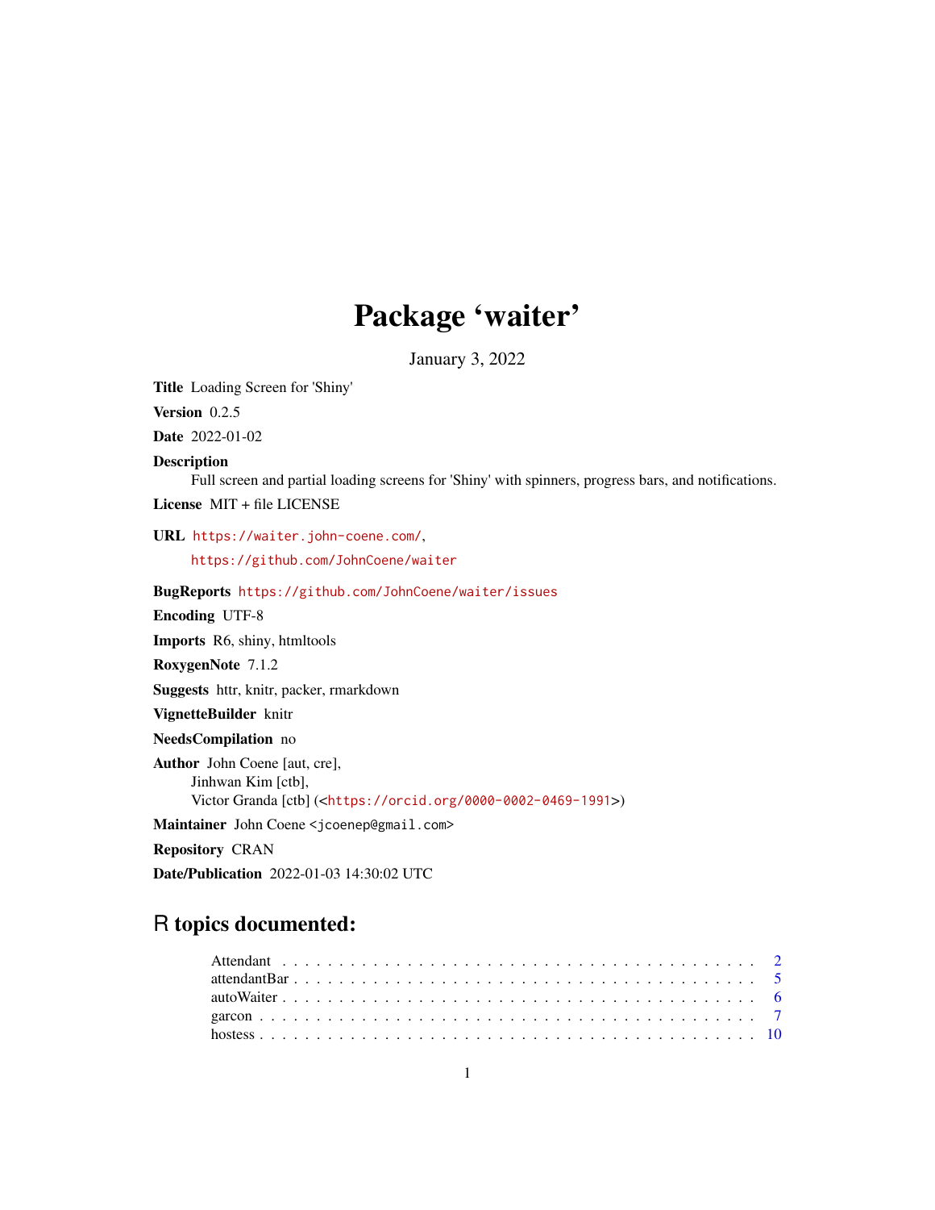# Package ‘waiter’

January 3, 2022

**Title** Loading Screen for 'Shiny'

**Version** 0.2.5

**Date** 2022-01-02

**Description** Full screen and partial loading screens for 'Shiny' with spinners, progress bars, and notifications.

**License** MIT + file LICENSE

**URL** https://waiter.john-coene.com/, https://github.com/JohnCoene/waiter

**BugReports** https://github.com/JohnCoene/waiter/issues

**Encoding** UTF-8

**Imports** R6, shiny, htmltools

**RoxygenNote** 7.1.2

**Suggests** httr, knitr, packer, rmarkdown

**VignetteBuilder** knitr

**NeedsCompilation** no

**Author** John Coene [aut, cre], Jinhwan Kim [ctb], Victor Granda [ctb] (<https://orcid.org/0000-0002-0469-1991>)

**Maintainer** John Coene <jcoenep@gmail.com>

**Repository** CRAN

**Date/Publication** 2022-01-03 14:30:02 UTC

## R topics documented:

- Attendant . . . . . . . . . . 2
- attendantBar . . . . . . . . . . 5
- autoWaiter . . . . . . . . . . 6
- garcon . . . . . . . . . . 7
- hostess . . . . . . . . . . 10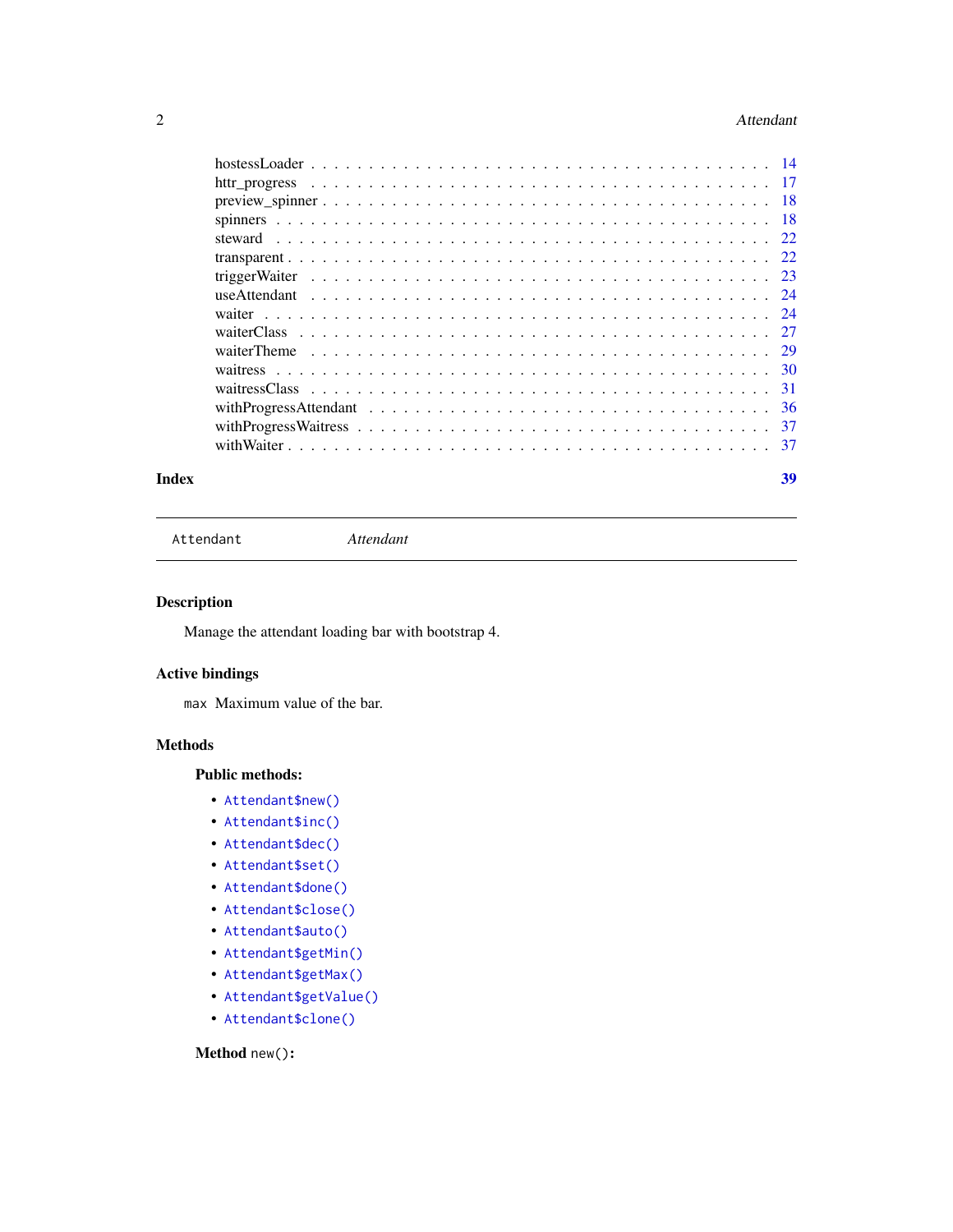hostessLoader . . . . . . . . . . . . . . . . . . . . . . . . . . . . . . . . . . . . . . 14
httr_progress . . . . . . . . . . . . . . . . . . . . . . . . . . . . . . . . . . . . . . 17
preview_spinner . . . . . . . . . . . . . . . . . . . . . . . . . . . . . . . . . . . . . 18
spinners . . . . . . . . . . . . . . . . . . . . . . . . . . . . . . . . . . . . . . . . . 18
steward . . . . . . . . . . . . . . . . . . . . . . . . . . . . . . . . . . . . . . . . . 22
transparent . . . . . . . . . . . . . . . . . . . . . . . . . . . . . . . . . . . . . . . 22
triggerWaiter . . . . . . . . . . . . . . . . . . . . . . . . . . . . . . . . . . . . . . 23
useAttendant . . . . . . . . . . . . . . . . . . . . . . . . . . . . . . . . . . . . . . 24
waiter . . . . . . . . . . . . . . . . . . . . . . . . . . . . . . . . . . . . . . . . . . 24
waiterClass . . . . . . . . . . . . . . . . . . . . . . . . . . . . . . . . . . . . . . . 27
waiterTheme . . . . . . . . . . . . . . . . . . . . . . . . . . . . . . . . . . . . . . . 29
waitress . . . . . . . . . . . . . . . . . . . . . . . . . . . . . . . . . . . . . . . . . 30
waitressClass . . . . . . . . . . . . . . . . . . . . . . . . . . . . . . . . . . . . . . 31
withProgressAttendant . . . . . . . . . . . . . . . . . . . . . . . . . . . . . . . . . 36
withProgressWaitress . . . . . . . . . . . . . . . . . . . . . . . . . . . . . . . . . . 37
withWaiter . . . . . . . . . . . . . . . . . . . . . . . . . . . . . . . . . . . . . . . . 37

**Index** **39**

---

`Attendant` *Attendant*

---

## Description

Manage the attendant loading bar with bootstrap 4.

## Active bindings

`max` Maximum value of the bar.

## Methods

### Public methods:

- `Attendant$new()`
- `Attendant$inc()`
- `Attendant$dec()`
- `Attendant$set()`
- `Attendant$done()`
- `Attendant$close()`
- `Attendant$auto()`
- `Attendant$getMin()`
- `Attendant$getMax()`
- `Attendant$getValue()`
- `Attendant$clone()`

**Method** `new()`**:**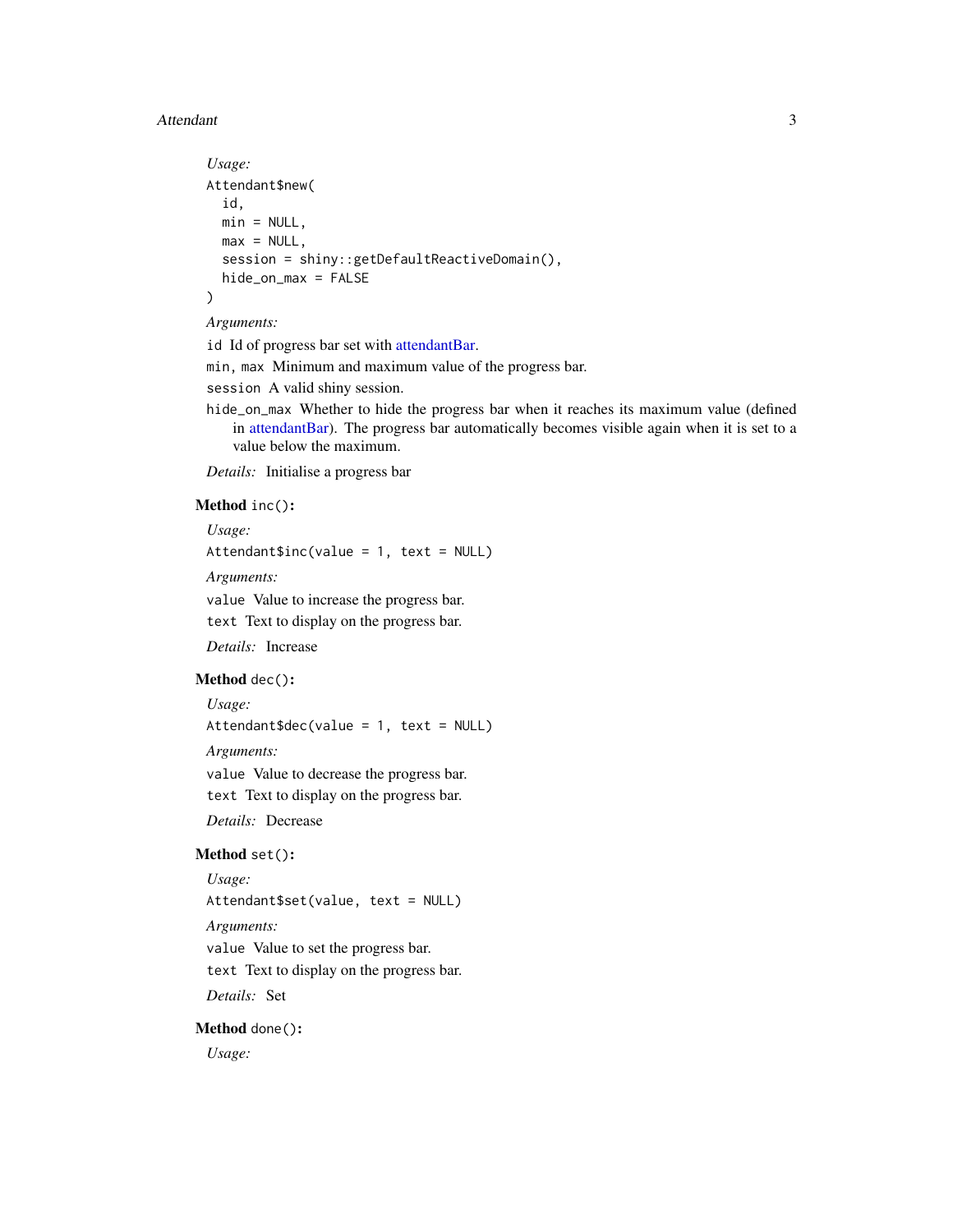*Usage:*

```
Attendant$new(
  id,
  min = NULL,
  max = NULL,
  session = shiny::getDefaultReactiveDomain(),
  hide_on_max = FALSE
)
```

*Arguments:*

`id` Id of progress bar set with attendantBar.

`min, max` Minimum and maximum value of the progress bar.

`session` A valid shiny session.

`hide_on_max` Whether to hide the progress bar when it reaches its maximum value (defined in attendantBar). The progress bar automatically becomes visible again when it is set to a value below the maximum.

*Details:* Initialise a progress bar

**Method** `inc()`**:**

*Usage:*

```
Attendant$inc(value = 1, text = NULL)
```

*Arguments:*

`value` Value to increase the progress bar.

`text` Text to display on the progress bar.

*Details:* Increase

**Method** `dec()`**:**

*Usage:*

```
Attendant$dec(value = 1, text = NULL)
```

*Arguments:*

`value` Value to decrease the progress bar.

`text` Text to display on the progress bar.

*Details:* Decrease

**Method** `set()`**:**

*Usage:*

```
Attendant$set(value, text = NULL)
```

*Arguments:*

`value` Value to set the progress bar.

`text` Text to display on the progress bar.

*Details:* Set

**Method** `done()`**:**

*Usage:*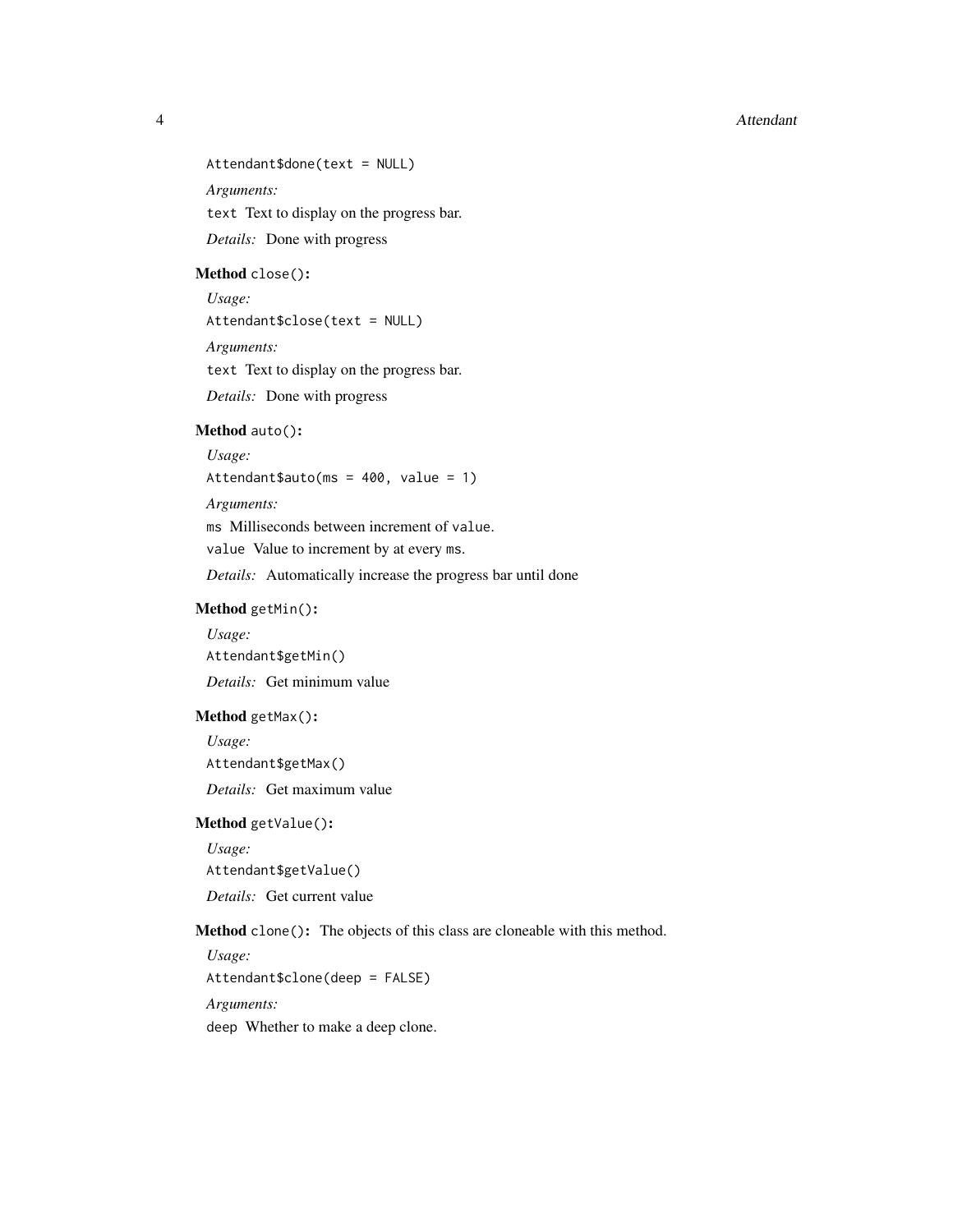```
Attendant$done(text = NULL)
```

*Arguments:*

`text` Text to display on the progress bar.

*Details:* Done with progress

**Method** `close()`**:**

*Usage:*

```
Attendant$close(text = NULL)
```

*Arguments:*

`text` Text to display on the progress bar.

*Details:* Done with progress

**Method** `auto()`**:**

*Usage:*

```
Attendant$auto(ms = 400, value = 1)
```

*Arguments:*

`ms` Milliseconds between increment of `value`.

`value` Value to increment by at every `ms`.

*Details:* Automatically increase the progress bar until done

**Method** `getMin()`**:**

*Usage:*

```
Attendant$getMin()
```

*Details:* Get minimum value

**Method** `getMax()`**:**

*Usage:*

```
Attendant$getMax()
```

*Details:* Get maximum value

**Method** `getValue()`**:**

*Usage:*

```
Attendant$getValue()
```

*Details:* Get current value

**Method** `clone()`**:** The objects of this class are cloneable with this method.

*Usage:*

```
Attendant$clone(deep = FALSE)
```

*Arguments:*

`deep` Whether to make a deep clone.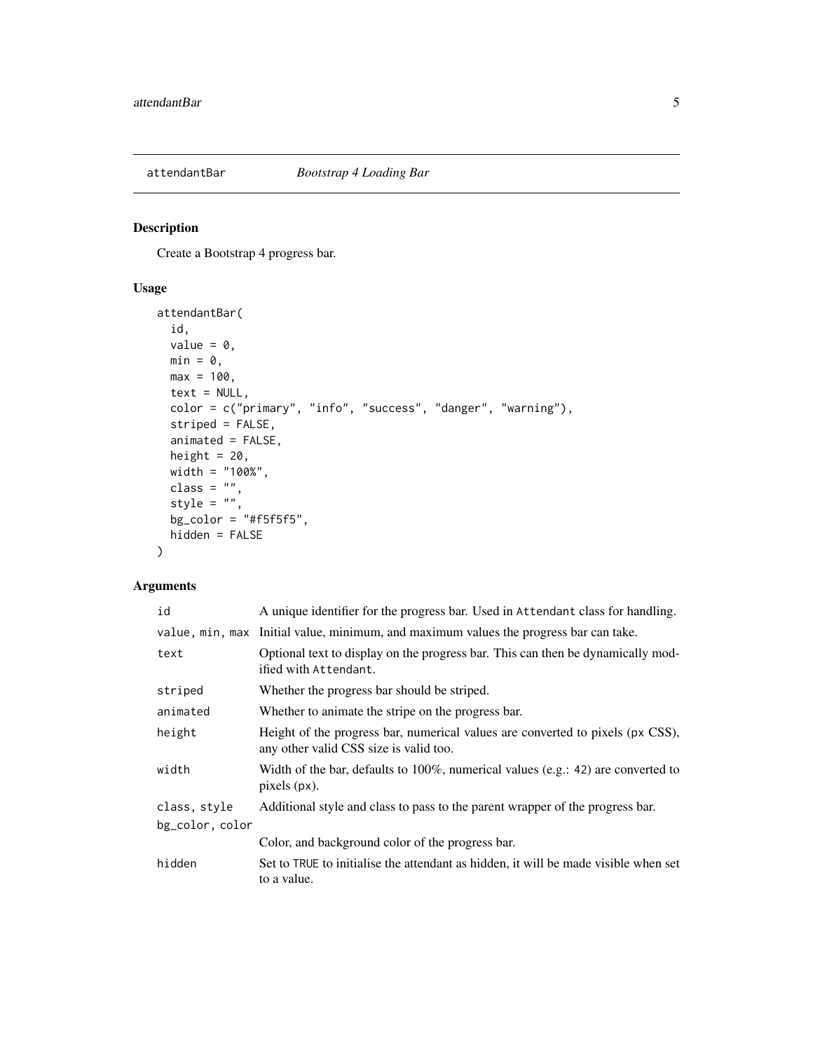attendantBar &nbsp;&nbsp;&nbsp;&nbsp; *Bootstrap 4 Loading Bar*

## Description

Create a Bootstrap 4 progress bar.

## Usage

```
attendantBar(
  id,
  value = 0,
  min = 0,
  max = 100,
  text = NULL,
  color = c("primary", "info", "success", "danger", "warning"),
  striped = FALSE,
  animated = FALSE,
  height = 20,
  width = "100%",
  class = "",
  style = "",
  bg_color = "#f5f5f5",
  hidden = FALSE
)
```

## Arguments

| | |
|---|---|
| `id` | A unique identifier for the progress bar. Used in `Attendant` class for handling. |
| `value, min, max` | Initial value, minimum, and maximum values the progress bar can take. |
| `text` | Optional text to display on the progress bar. This can then be dynamically modified with `Attendant`. |
| `striped` | Whether the progress bar should be striped. |
| `animated` | Whether to animate the stripe on the progress bar. |
| `height` | Height of the progress bar, numerical values are converted to pixels (`px` CSS), any other valid CSS size is valid too. |
| `width` | Width of the bar, defaults to 100%, numerical values (e.g.: `42`) are converted to pixels (`px`). |
| `class, style` | Additional style and class to pass to the parent wrapper of the progress bar. |
| `bg_color, color` | Color, and background color of the progress bar. |
| `hidden` | Set to `TRUE` to initialise the attendant as hidden, it will be made visible when set to a value. |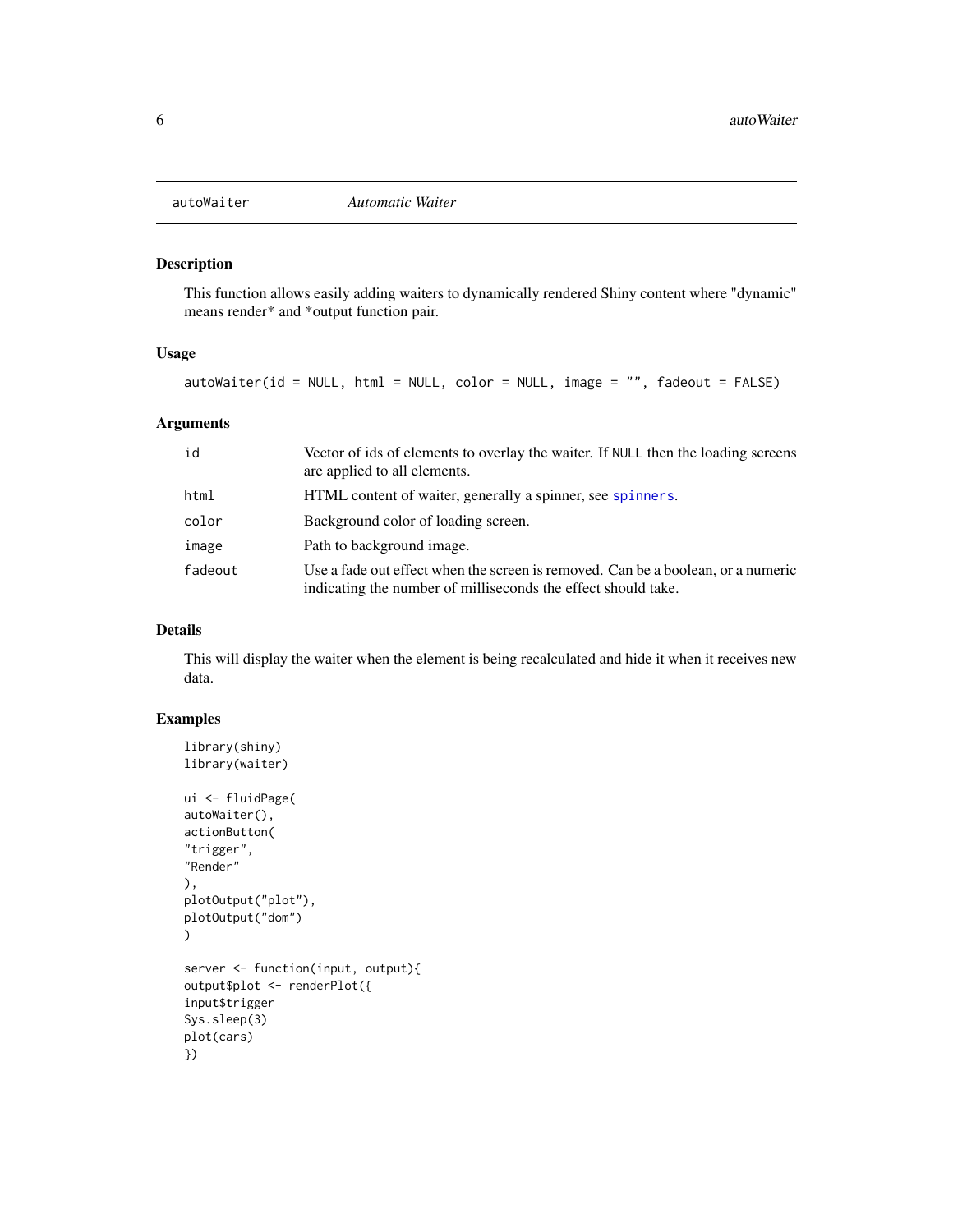# autoWaiter *Automatic Waiter*

## Description

This function allows easily adding waiters to dynamically rendered Shiny content where "dynamic" means render* and *output function pair.

## Usage

```
autoWaiter(id = NULL, html = NULL, color = NULL, image = "", fadeout = FALSE)
```

## Arguments

| | |
|---|---|
| id | Vector of ids of elements to overlay the waiter. If NULL then the loading screens are applied to all elements. |
| html | HTML content of waiter, generally a spinner, see spinners. |
| color | Background color of loading screen. |
| image | Path to background image. |
| fadeout | Use a fade out effect when the screen is removed. Can be a boolean, or a numeric indicating the number of milliseconds the effect should take. |

## Details

This will display the waiter when the element is being recalculated and hide it when it receives new data.

## Examples

```
library(shiny)
library(waiter)

ui <- fluidPage(
autoWaiter(),
actionButton(
"trigger",
"Render"
),
plotOutput("plot"),
plotOutput("dom")
)

server <- function(input, output){
output$plot <- renderPlot({
input$trigger
Sys.sleep(3)
plot(cars)
})
```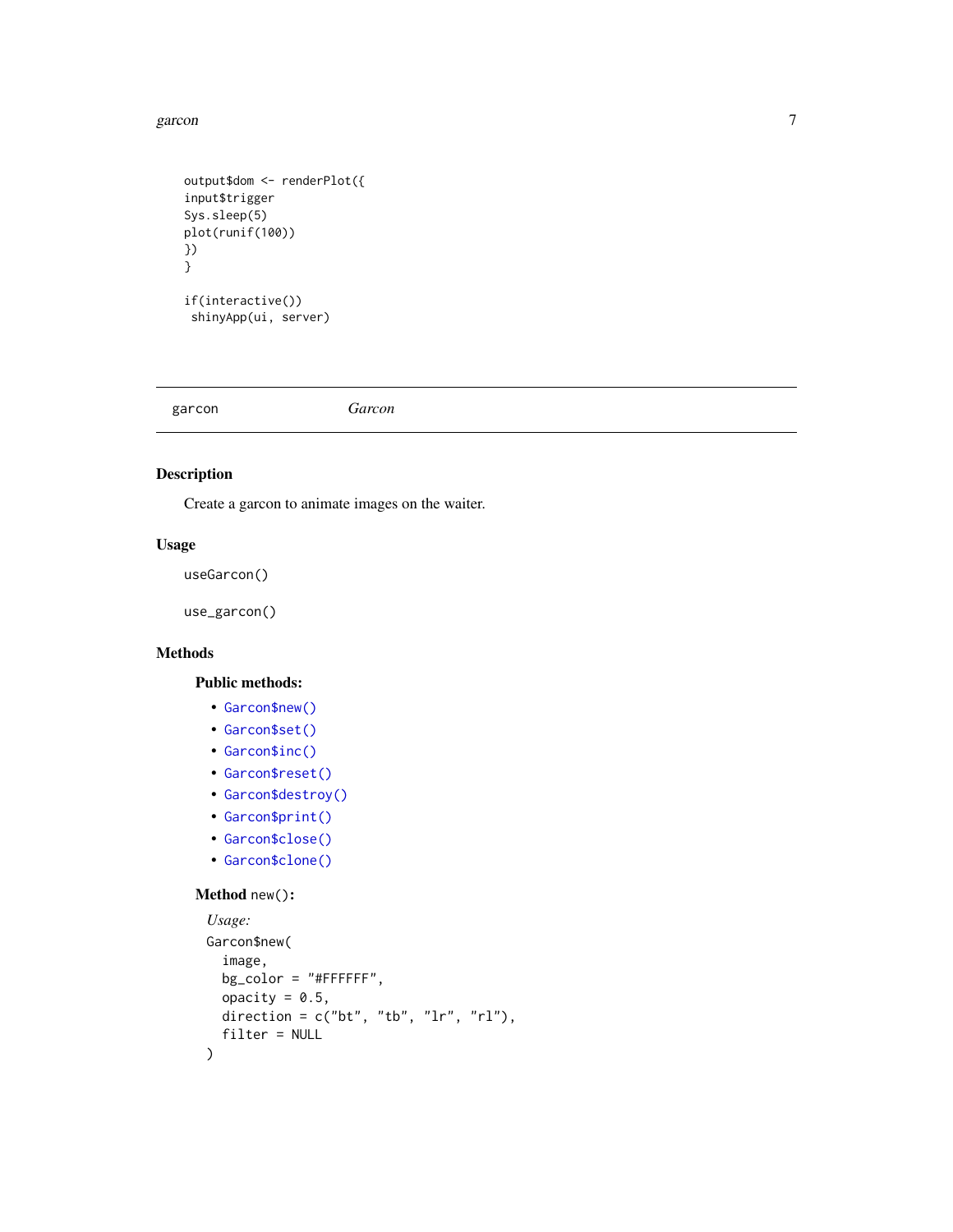```
output$dom <- renderPlot({
input$trigger
Sys.sleep(5)
plot(runif(100))
})
}

if(interactive())
 shinyApp(ui, server)
```

---

`garcon` *Garcon*

---

## Description

Create a garcon to animate images on the waiter.

## Usage

```
useGarcon()

use_garcon()
```

## Methods

### Public methods:

- `Garcon$new()`
- `Garcon$set()`
- `Garcon$inc()`
- `Garcon$reset()`
- `Garcon$destroy()`
- `Garcon$print()`
- `Garcon$close()`
- `Garcon$clone()`

### Method `new()`:

*Usage:*

```
Garcon$new(
  image,
  bg_color = "#FFFFFF",
  opacity = 0.5,
  direction = c("bt", "tb", "lr", "rl"),
  filter = NULL
)
```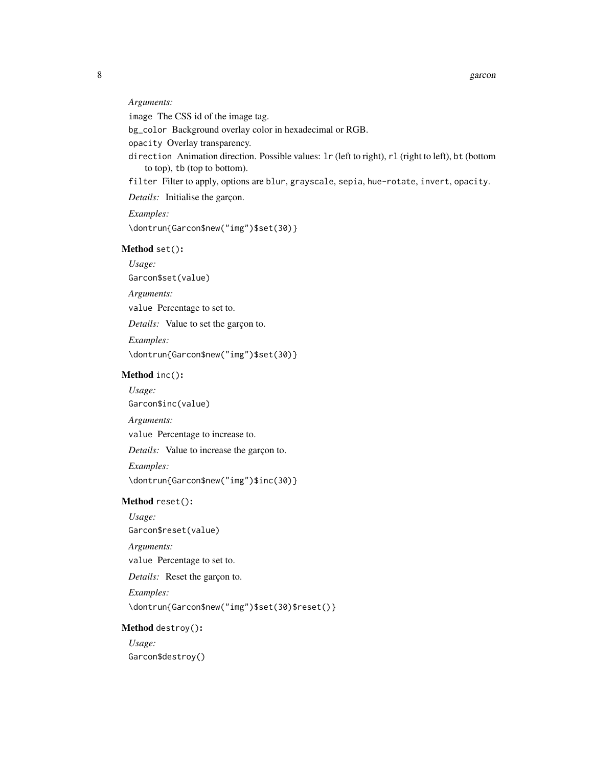*Arguments:*

`image` The CSS id of the image tag.

`bg_color` Background overlay color in hexadecimal or RGB.

`opacity` Overlay transparency.

`direction` Animation direction. Possible values: `lr` (left to right), `rl` (right to left), `bt` (bottom to top), `tb` (top to bottom).

`filter` Filter to apply, options are `blur`, `grayscale`, `sepia`, `hue-rotate`, `invert`, `opacity`.

*Details:* Initialise the garçon.

*Examples:*

```
\dontrun{Garcon$new("img")$set(30)}
```

**Method** `set()`**:**

*Usage:*

```
Garcon$set(value)
```

*Arguments:*

`value` Percentage to set to.

*Details:* Value to set the garçon to.

*Examples:*

```
\dontrun{Garcon$new("img")$set(30)}
```

**Method** `inc()`**:**

*Usage:*

```
Garcon$inc(value)
```

*Arguments:*

`value` Percentage to increase to.

*Details:* Value to increase the garçon to.

*Examples:*

```
\dontrun{Garcon$new("img")$inc(30)}
```

**Method** `reset()`**:**

*Usage:*

```
Garcon$reset(value)
```

*Arguments:*

`value` Percentage to set to.

*Details:* Reset the garçon to.

*Examples:*

```
\dontrun{Garcon$new("img")$set(30)$reset()}
```

**Method** `destroy()`**:**

*Usage:*

```
Garcon$destroy()
```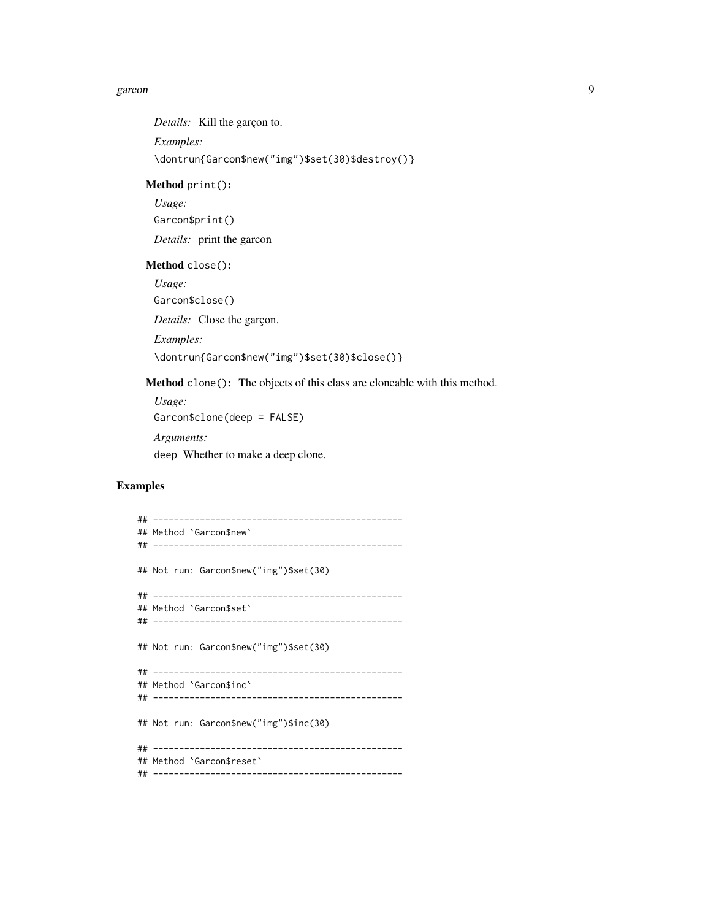*Details:* Kill the garçon to.

*Examples:*

```
\dontrun{Garcon$new("img")$set(30)$destroy()}
```

**Method** `print()`**:**

*Usage:*

```
Garcon$print()
```

*Details:* print the garcon

**Method** `close()`**:**

*Usage:*

```
Garcon$close()
```

*Details:* Close the garçon.

*Examples:*

```
\dontrun{Garcon$new("img")$set(30)$close()}
```

**Method** `clone()`**:** The objects of this class are cloneable with this method.

*Usage:*

```
Garcon$clone(deep = FALSE)
```

*Arguments:*

`deep` Whether to make a deep clone.

## Examples

```
## ------------------------------------------------
## Method `Garcon$new`
## ------------------------------------------------

## Not run: Garcon$new("img")$set(30)

## ------------------------------------------------
## Method `Garcon$set`
## ------------------------------------------------

## Not run: Garcon$new("img")$set(30)

## ------------------------------------------------
## Method `Garcon$inc`
## ------------------------------------------------

## Not run: Garcon$new("img")$inc(30)

## ------------------------------------------------
## Method `Garcon$reset`
## ------------------------------------------------
```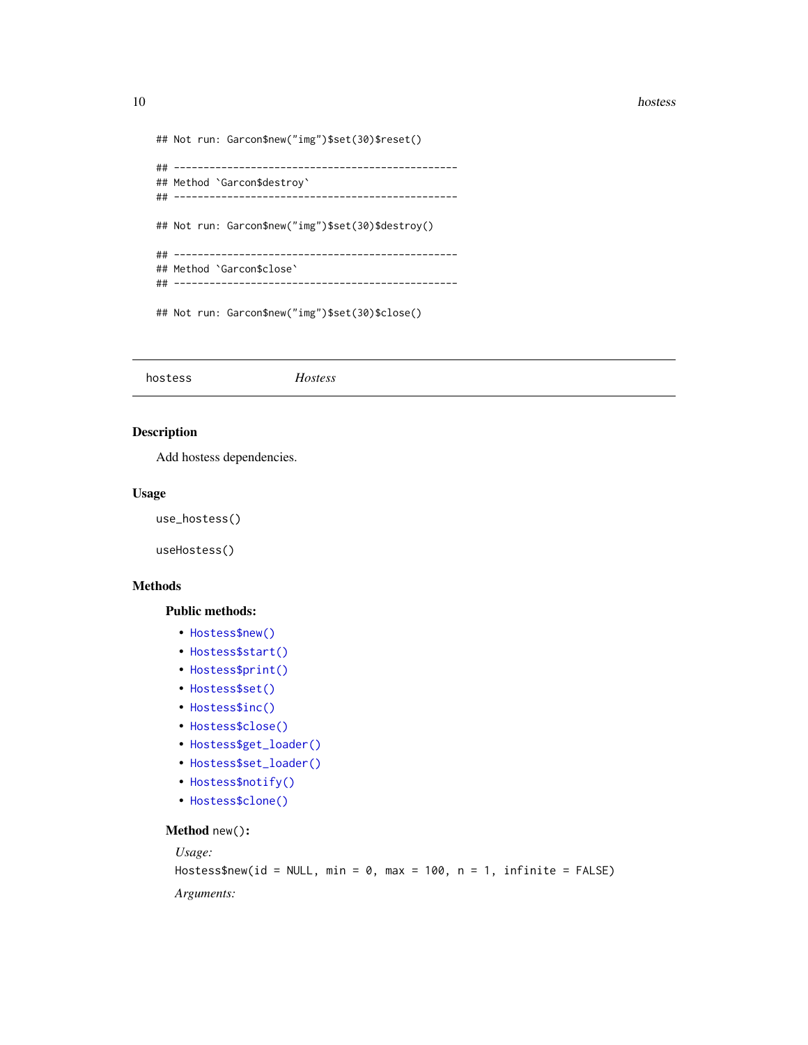```
## Not run: Garcon$new("img")$set(30)$reset()

## ------------------------------------------------
## Method `Garcon$destroy`
## ------------------------------------------------

## Not run: Garcon$new("img")$set(30)$destroy()

## ------------------------------------------------
## Method `Garcon$close`
## ------------------------------------------------

## Not run: Garcon$new("img")$set(30)$close()
```

---

hostess *Hostess*

---

## Description

Add hostess dependencies.

## Usage

```
use_hostess()

useHostess()
```

## Methods

### Public methods:

- `Hostess$new()`
- `Hostess$start()`
- `Hostess$print()`
- `Hostess$set()`
- `Hostess$inc()`
- `Hostess$close()`
- `Hostess$get_loader()`
- `Hostess$set_loader()`
- `Hostess$notify()`
- `Hostess$clone()`

**Method** `new()`**:**

*Usage:*

```
Hostess$new(id = NULL, min = 0, max = 100, n = 1, infinite = FALSE)
```

*Arguments:*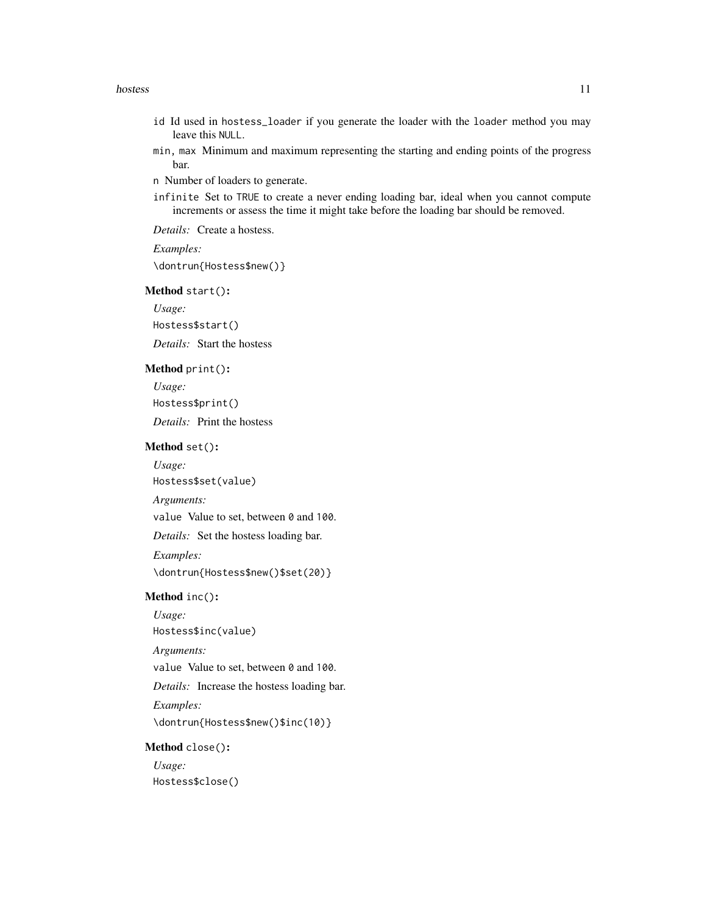- `id` Id used in `hostess_loader` if you generate the loader with the `loader` method you may leave this `NULL`.
- `min, max` Minimum and maximum representing the starting and ending points of the progress bar.
- `n` Number of loaders to generate.
- `infinite` Set to `TRUE` to create a never ending loading bar, ideal when you cannot compute increments or assess the time it might take before the loading bar should be removed.

*Details:* Create a hostess.

*Examples:*

```
\dontrun{Hostess$new()}
```

**Method** `start()`**:**

*Usage:*

```
Hostess$start()
```

*Details:* Start the hostess

**Method** `print()`**:**

*Usage:*

```
Hostess$print()
```

*Details:* Print the hostess

**Method** `set()`**:**

*Usage:*

```
Hostess$set(value)
```

*Arguments:*

`value` Value to set, between `0` and `100`.

*Details:* Set the hostess loading bar.

*Examples:*

```
\dontrun{Hostess$new()$set(20)}
```

**Method** `inc()`**:**

*Usage:*

```
Hostess$inc(value)
```

*Arguments:*

`value` Value to set, between `0` and `100`.

*Details:* Increase the hostess loading bar.

*Examples:*

```
\dontrun{Hostess$new()$inc(10)}
```

**Method** `close()`**:**

*Usage:*

```
Hostess$close()
```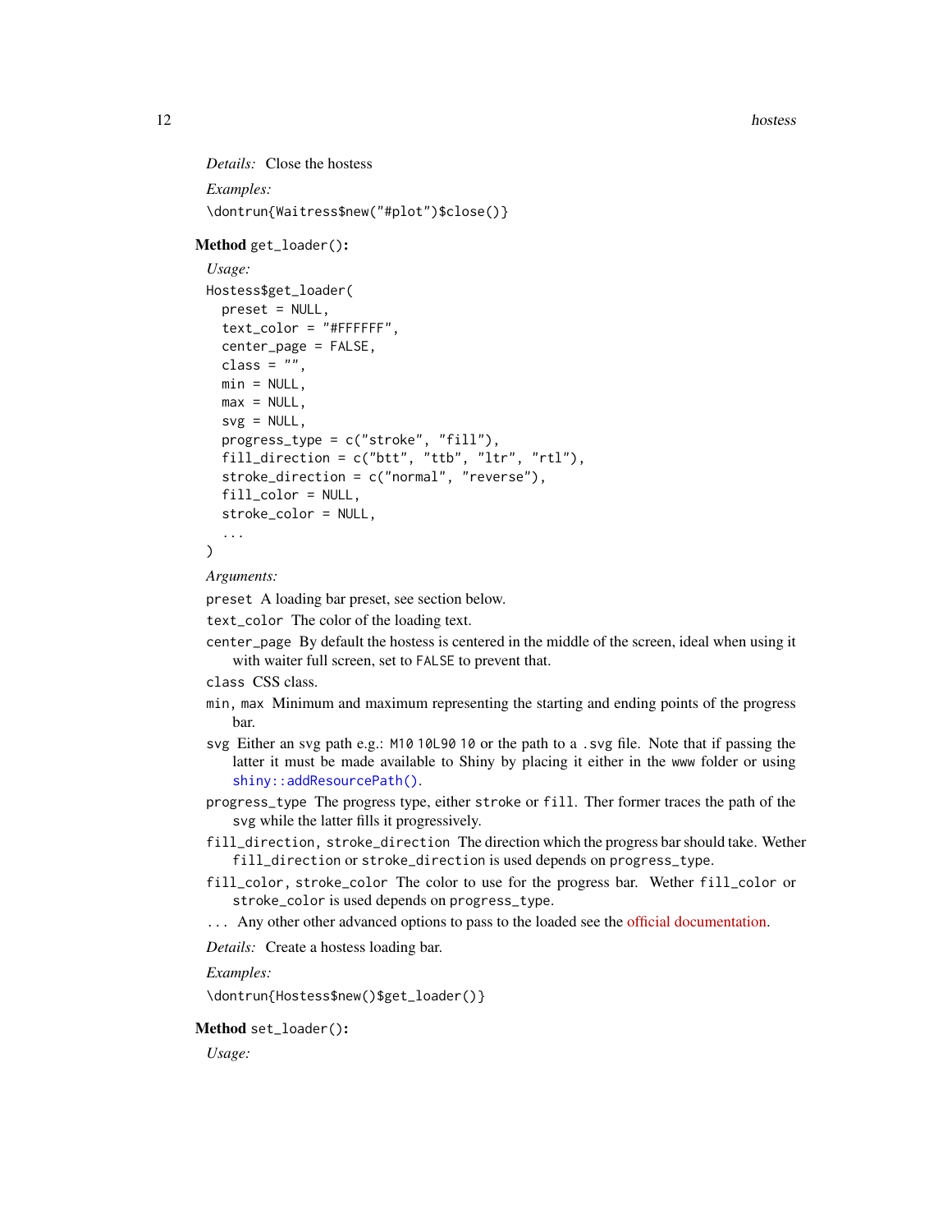*Details:* Close the hostess

*Examples:*

```
\dontrun{Waitress$new("#plot")$close()}
```

**Method** `get_loader()`**:**

*Usage:*

```
Hostess$get_loader(
  preset = NULL,
  text_color = "#FFFFFF",
  center_page = FALSE,
  class = "",
  min = NULL,
  max = NULL,
  svg = NULL,
  progress_type = c("stroke", "fill"),
  fill_direction = c("btt", "ttb", "ltr", "rtl"),
  stroke_direction = c("normal", "reverse"),
  fill_color = NULL,
  stroke_color = NULL,
  ...
)
```

*Arguments:*

`preset` A loading bar preset, see section below.

`text_color` The color of the loading text.

`center_page` By default the hostess is centered in the middle of the screen, ideal when using it with waiter full screen, set to `FALSE` to prevent that.

`class` CSS class.

`min, max` Minimum and maximum representing the starting and ending points of the progress bar.

`svg` Either an svg path e.g.: `M10 10L90 10` or the path to a `.svg` file. Note that if passing the latter it must be made available to Shiny by placing it either in the `www` folder or using `shiny::addResourcePath()`.

`progress_type` The progress type, either `stroke` or `fill`. Ther former traces the path of the svg while the latter fills it progressively.

`fill_direction, stroke_direction` The direction which the progress bar should take. Wether `fill_direction` or `stroke_direction` is used depends on `progress_type`.

`fill_color, stroke_color` The color to use for the progress bar. Wether `fill_color` or `stroke_color` is used depends on `progress_type`.

`...` Any other other advanced options to pass to the loaded see the official documentation.

*Details:* Create a hostess loading bar.

*Examples:*

```
\dontrun{Hostess$new()$get_loader()}
```

**Method** `set_loader()`**:**

*Usage:*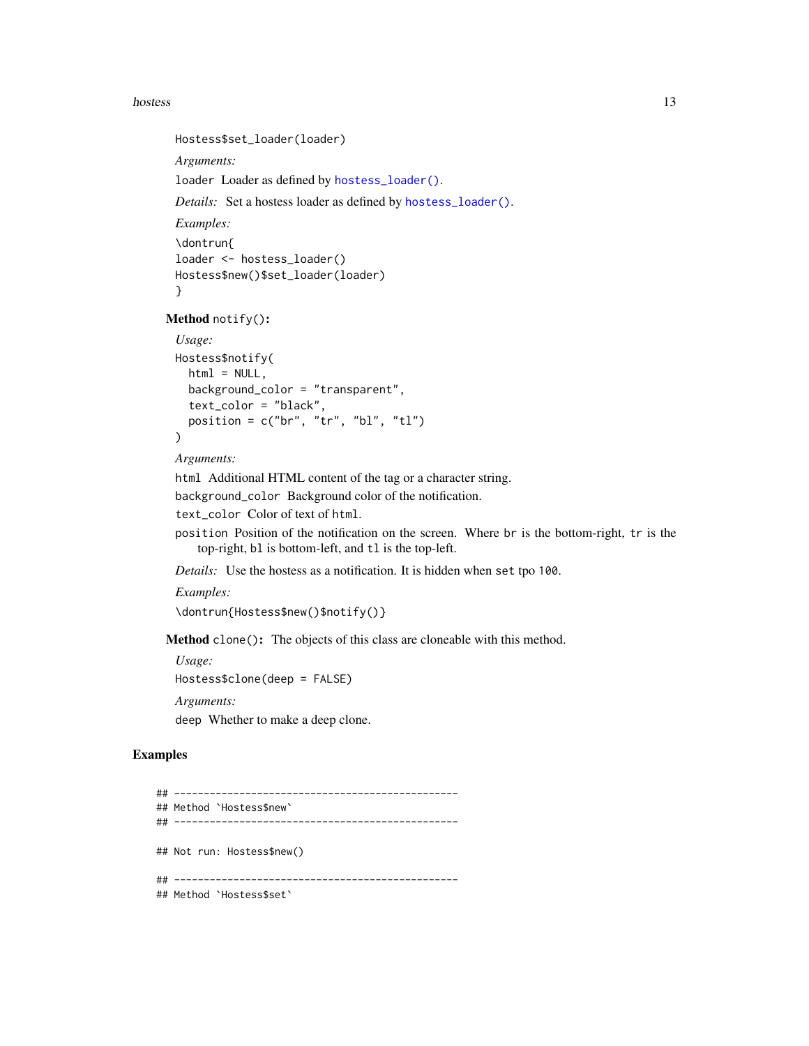```
Hostess$set_loader(loader)
```

*Arguments:*

`loader` Loader as defined by `hostess_loader()`.

*Details:* Set a hostess loader as defined by `hostess_loader()`.

*Examples:*

```
\dontrun{
loader <- hostess_loader()
Hostess$new()$set_loader(loader)
}
```

**Method** `notify()`**:**

*Usage:*

```
Hostess$notify(
  html = NULL,
  background_color = "transparent",
  text_color = "black",
  position = c("br", "tr", "bl", "tl")
)
```

*Arguments:*

`html` Additional HTML content of the tag or a character string.

`background_color` Background color of the notification.

`text_color` Color of text of `html`.

`position` Position of the notification on the screen. Where `br` is the bottom-right, `tr` is the top-right, `bl` is bottom-left, and `tl` is the top-left.

*Details:* Use the hostess as a notification. It is hidden when `set` tpo `100`.

*Examples:*

```
\dontrun{Hostess$new()$notify()}
```

**Method** `clone()`**:** The objects of this class are cloneable with this method.

*Usage:*

```
Hostess$clone(deep = FALSE)
```

*Arguments:*

`deep` Whether to make a deep clone.

## Examples

```
## ------------------------------------------------
## Method `Hostess$new`
## ------------------------------------------------

## Not run: Hostess$new()

## ------------------------------------------------
## Method `Hostess$set`
```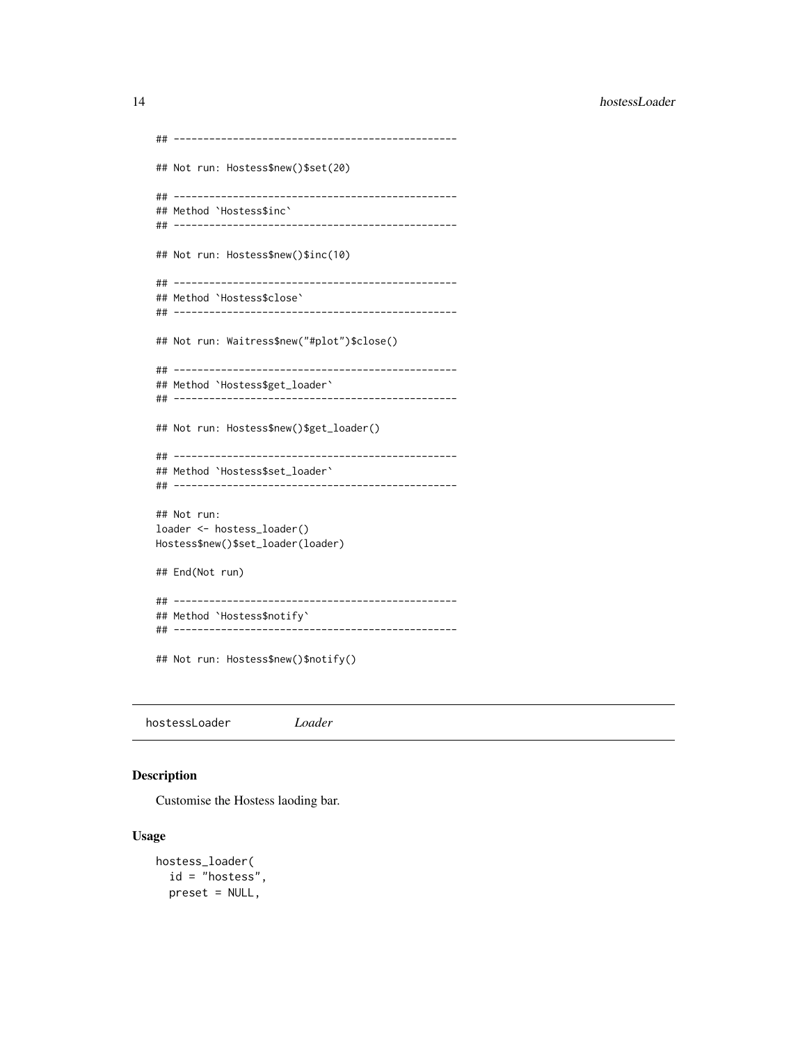```
## ------------------------------------------------

## Not run: Hostess$new()$set(20)

## ------------------------------------------------
## Method `Hostess$inc`
## ------------------------------------------------

## Not run: Hostess$new()$inc(10)

## ------------------------------------------------
## Method `Hostess$close`
## ------------------------------------------------

## Not run: Waitress$new("#plot")$close()

## ------------------------------------------------
## Method `Hostess$get_loader`
## ------------------------------------------------

## Not run: Hostess$new()$get_loader()

## ------------------------------------------------
## Method `Hostess$set_loader`
## ------------------------------------------------

## Not run:
loader <- hostess_loader()
Hostess$new()$set_loader(loader)

## End(Not run)

## ------------------------------------------------
## Method `Hostess$notify`
## ------------------------------------------------

## Not run: Hostess$new()$notify()
```

---

`hostessLoader` *Loader*

---

### Description

Customise the Hostess laoding bar.

### Usage

```
hostess_loader(
  id = "hostess",
  preset = NULL,
```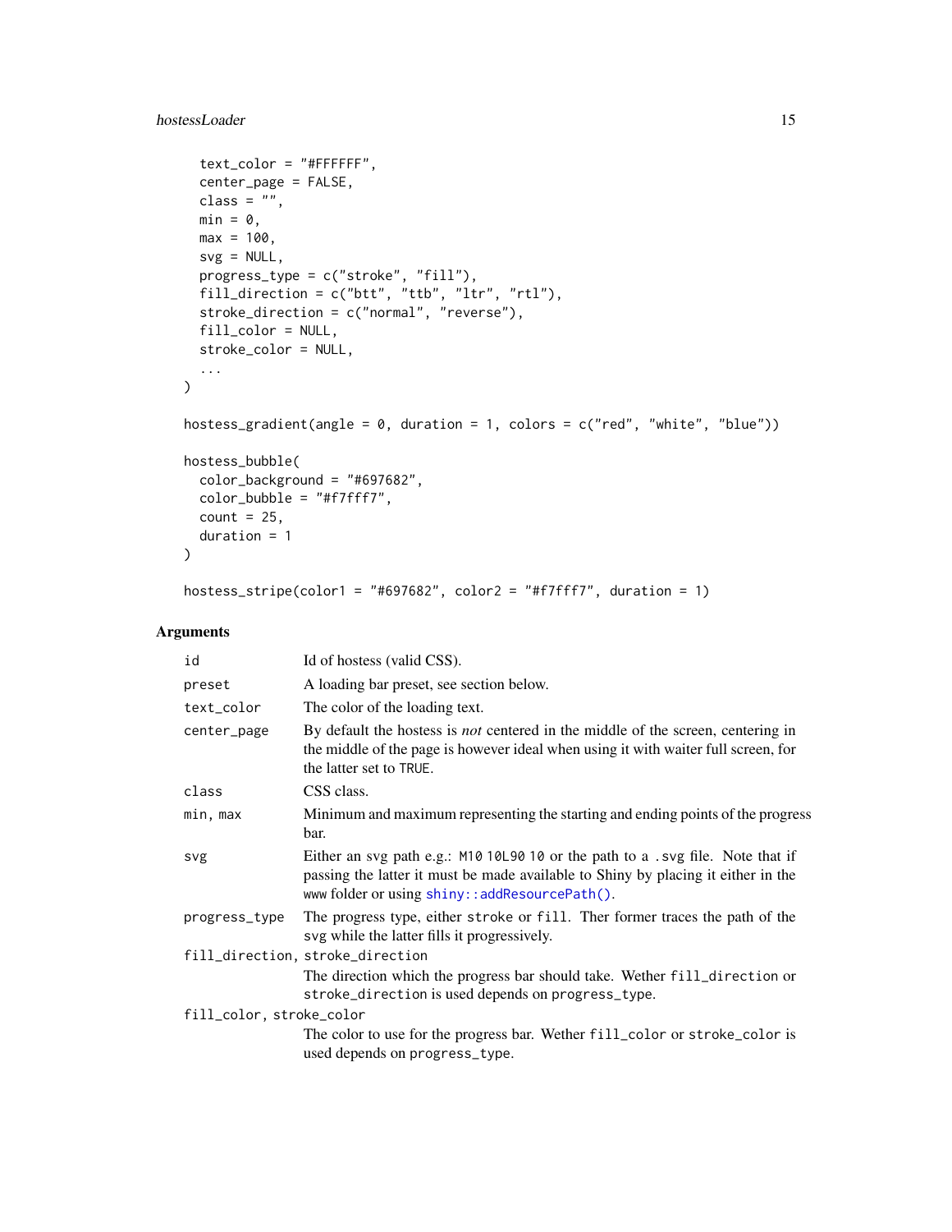```
  text_color = "#FFFFFF",
  center_page = FALSE,
  class = "",
  min = 0,
  max = 100,
  svg = NULL,
  progress_type = c("stroke", "fill"),
  fill_direction = c("btt", "ttb", "ltr", "rtl"),
  stroke_direction = c("normal", "reverse"),
  fill_color = NULL,
  stroke_color = NULL,
  ...
)

hostess_gradient(angle = 0, duration = 1, colors = c("red", "white", "blue"))

hostess_bubble(
  color_background = "#697682",
  color_bubble = "#f7fff7",
  count = 25,
  duration = 1
)

hostess_stripe(color1 = "#697682", color2 = "#f7fff7", duration = 1)
```

## Arguments

| | |
|---|---|
| id | Id of hostess (valid CSS). |
| preset | A loading bar preset, see section below. |
| text_color | The color of the loading text. |
| center_page | By default the hostess is *not* centered in the middle of the screen, centering in the middle of the page is however ideal when using it with waiter full screen, for the latter set to `TRUE`. |
| class | CSS class. |
| min, max | Minimum and maximum representing the starting and ending points of the progress bar. |
| svg | Either an svg path e.g.: `M10 10L90 10` or the path to a `.svg` file. Note that if passing the latter it must be made available to Shiny by placing it either in the `www` folder or using `shiny::addResourcePath()`. |
| progress_type | The progress type, either `stroke` or `fill`. Ther former traces the path of the svg while the latter fills it progressively. |
| fill_direction, stroke_direction | The direction which the progress bar should take. Wether `fill_direction` or `stroke_direction` is used depends on `progress_type`. |
| fill_color, stroke_color | The color to use for the progress bar. Wether `fill_color` or `stroke_color` is used depends on `progress_type`. |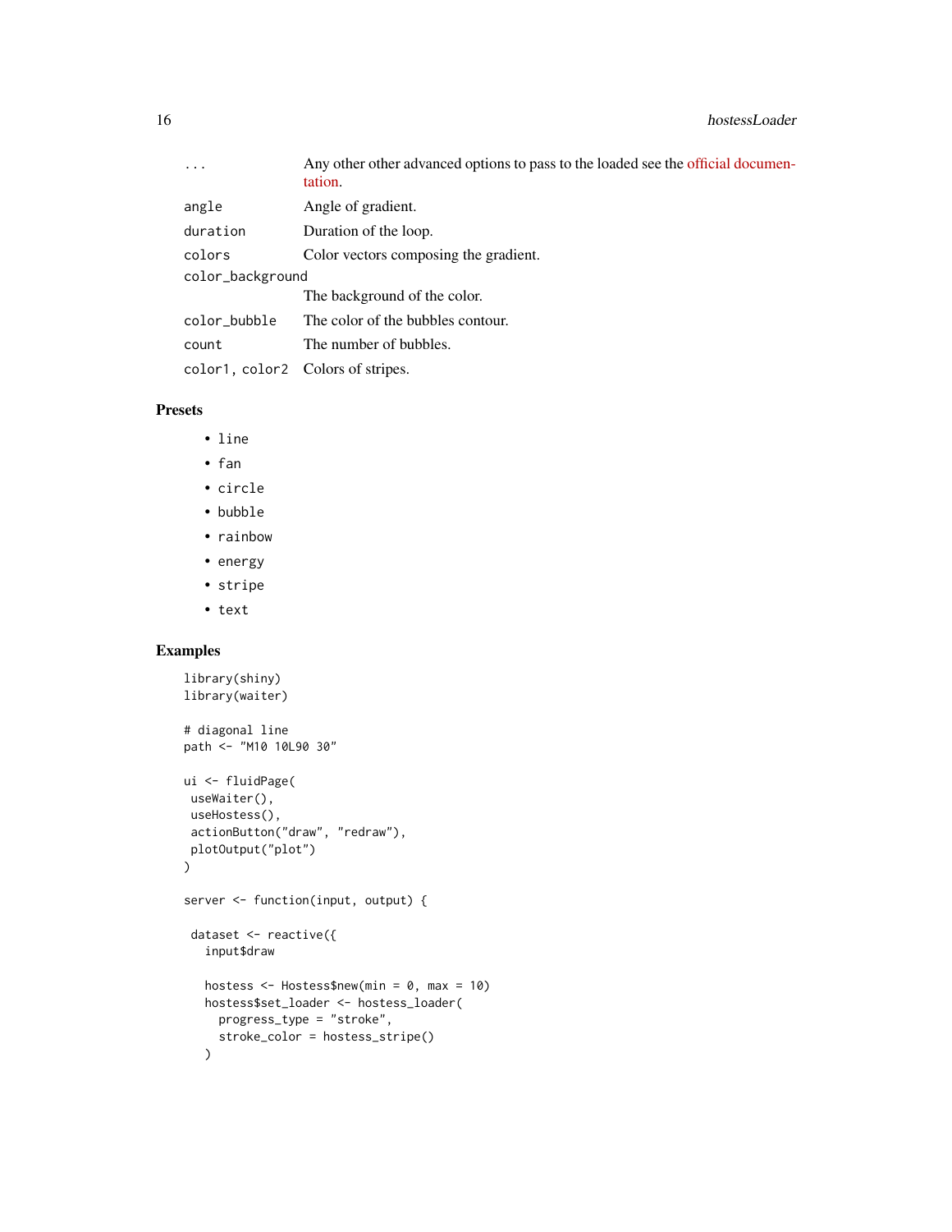| | |
|---|---|
| ... | Any other other advanced options to pass to the loaded see the official documentation. |
| angle | Angle of gradient. |
| duration | Duration of the loop. |
| colors | Color vectors composing the gradient. |
| color_background | The background of the color. |
| color_bubble | The color of the bubbles contour. |
| count | The number of bubbles. |
| color1, color2 | Colors of stripes. |

## Presets

- line
- fan
- circle
- bubble
- rainbow
- energy
- stripe
- text

## Examples

```
library(shiny)
library(waiter)

# diagonal line
path <- "M10 10L90 30"

ui <- fluidPage(
 useWaiter(),
 useHostess(),
 actionButton("draw", "redraw"),
 plotOutput("plot")
)

server <- function(input, output) {

 dataset <- reactive({
   input$draw

   hostess <- Hostess$new(min = 0, max = 10)
   hostess$set_loader <- hostess_loader(
     progress_type = "stroke",
     stroke_color = hostess_stripe()
   )
```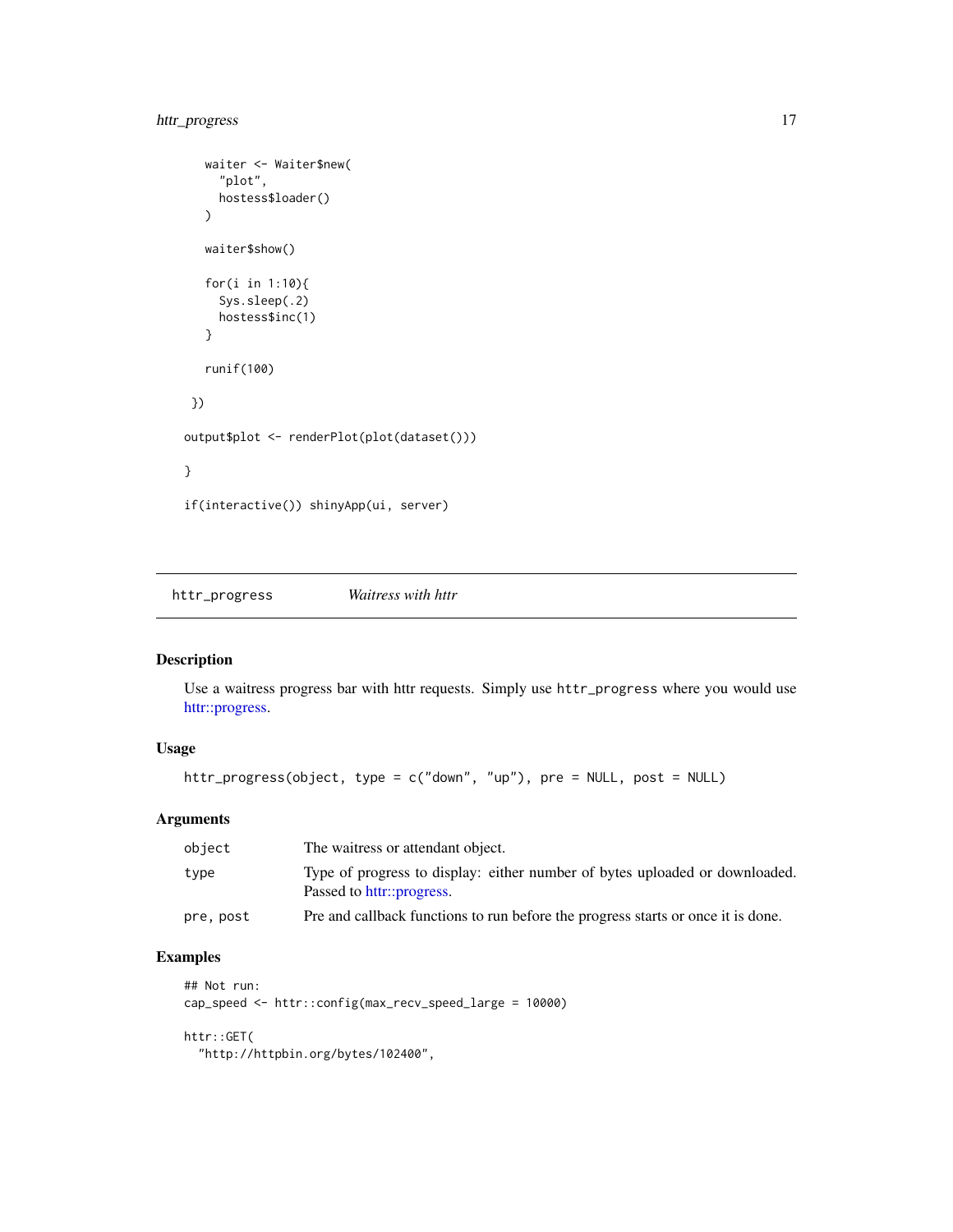```
    waiter <- Waiter$new(
      "plot",
      hostess$loader()
    )

    waiter$show()

    for(i in 1:10){
      Sys.sleep(.2)
      hostess$inc(1)
    }

    runif(100)

  })

output$plot <- renderPlot(plot(dataset()))

}

if(interactive()) shinyApp(ui, server)
```

## httr_progress    *Waitress with httr*

### Description

Use a waitress progress bar with httr requests. Simply use `httr_progress` where you would use httr::progress.

### Usage

```
httr_progress(object, type = c("down", "up"), pre = NULL, post = NULL)
```

### Arguments

| | |
|---|---|
| `object` | The waitress or attendant object. |
| `type` | Type of progress to display: either number of bytes uploaded or downloaded. Passed to httr::progress. |
| `pre, post` | Pre and callback functions to run before the progress starts or once it is done. |

### Examples

```
## Not run:
cap_speed <- httr::config(max_recv_speed_large = 10000)

httr::GET(
  "http://httpbin.org/bytes/102400",
```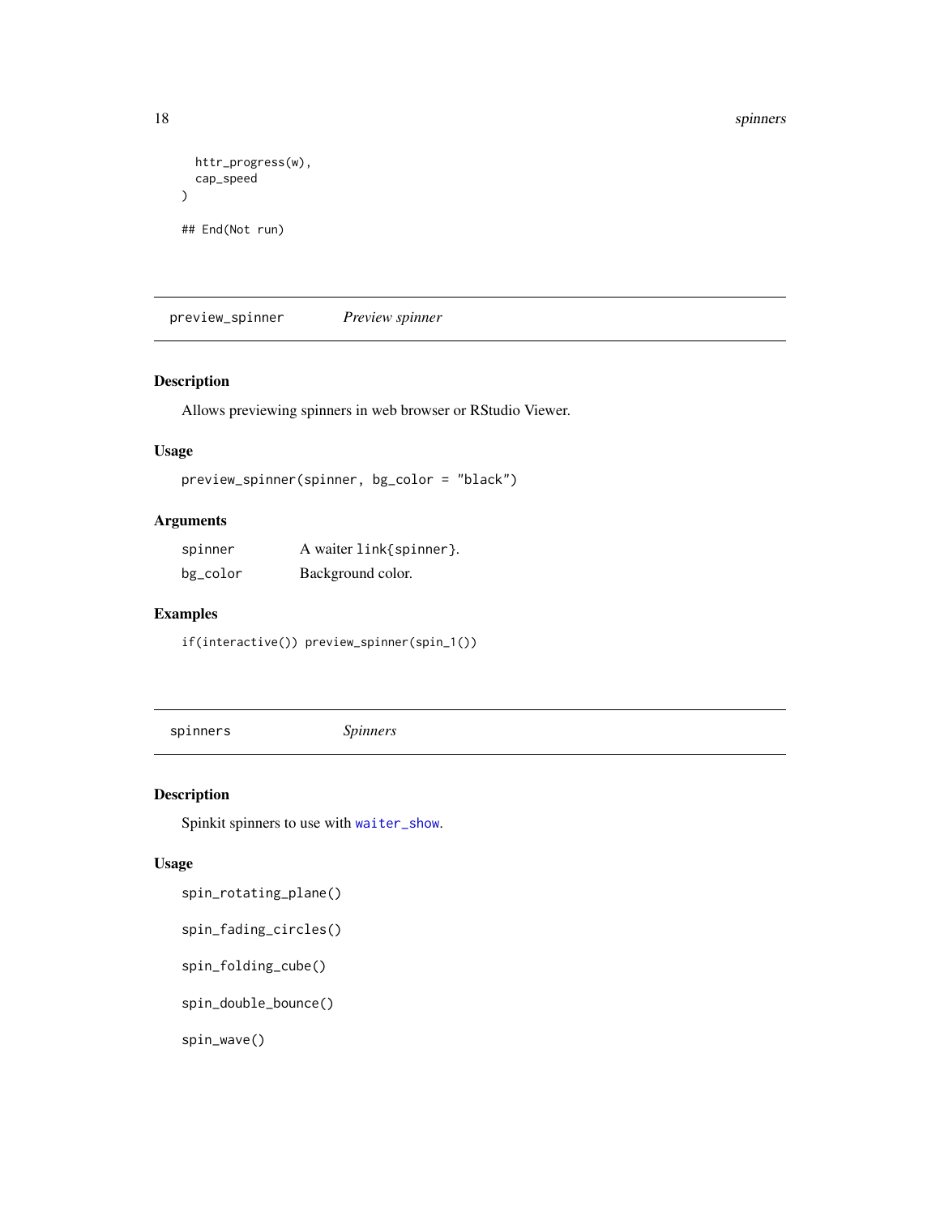```
  httr_progress(w),
  cap_speed
)

## End(Not run)
```

## preview_spinner *Preview spinner*

### Description

Allows previewing spinners in web browser or RStudio Viewer.

### Usage

```
preview_spinner(spinner, bg_color = "black")
```

### Arguments

| | |
|---|---|
| spinner | A waiter link{spinner}. |
| bg_color | Background color. |

### Examples

```
if(interactive()) preview_spinner(spin_1())
```

## spinners *Spinners*

### Description

Spinkit spinners to use with waiter_show.

### Usage

```
spin_rotating_plane()

spin_fading_circles()

spin_folding_cube()

spin_double_bounce()

spin_wave()
```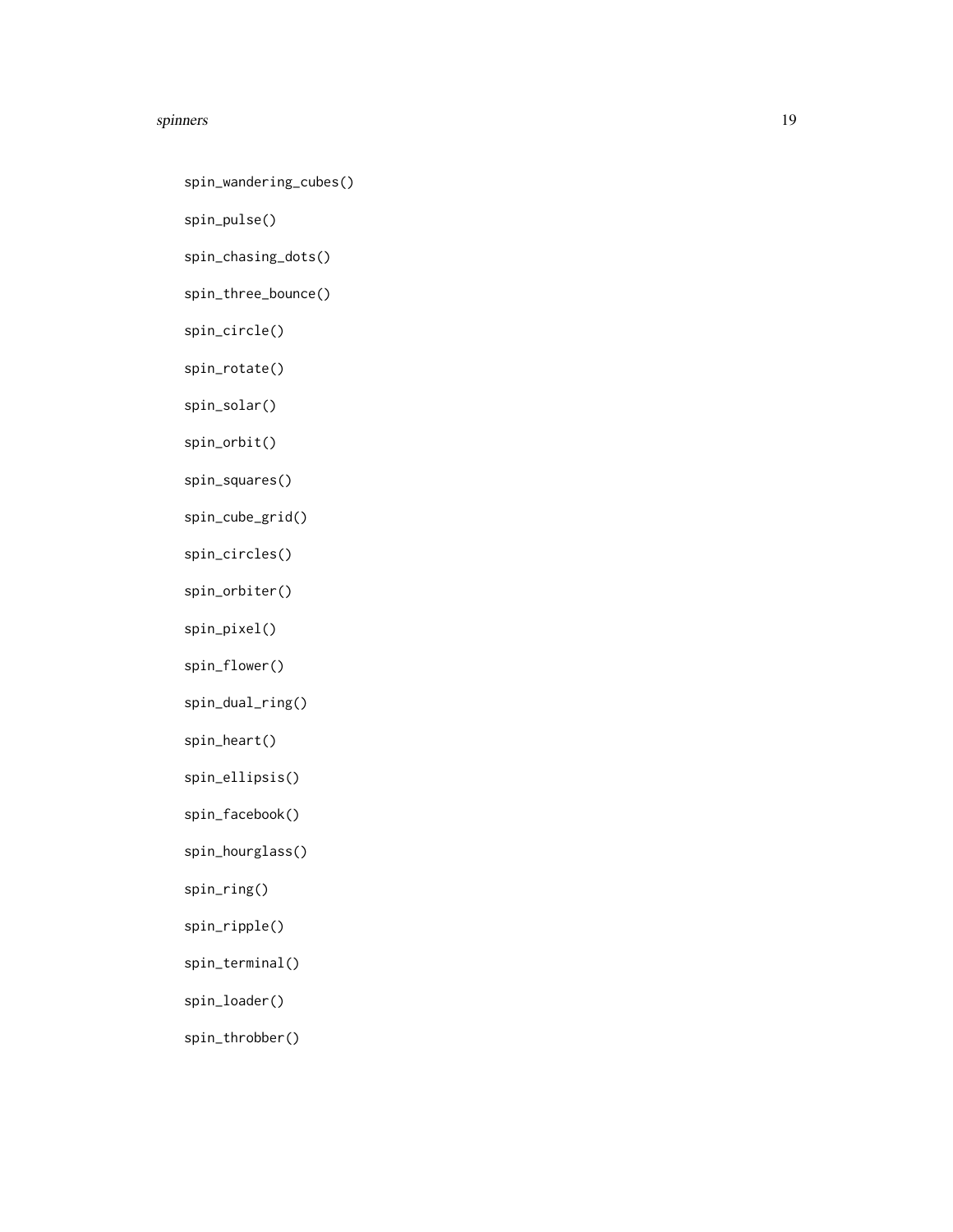```
spin_wandering_cubes()

spin_pulse()

spin_chasing_dots()

spin_three_bounce()

spin_circle()

spin_rotate()

spin_solar()

spin_orbit()

spin_squares()

spin_cube_grid()

spin_circles()

spin_orbiter()

spin_pixel()

spin_flower()

spin_dual_ring()

spin_heart()

spin_ellipsis()

spin_facebook()

spin_hourglass()

spin_ring()

spin_ripple()

spin_terminal()

spin_loader()

spin_throbber()
```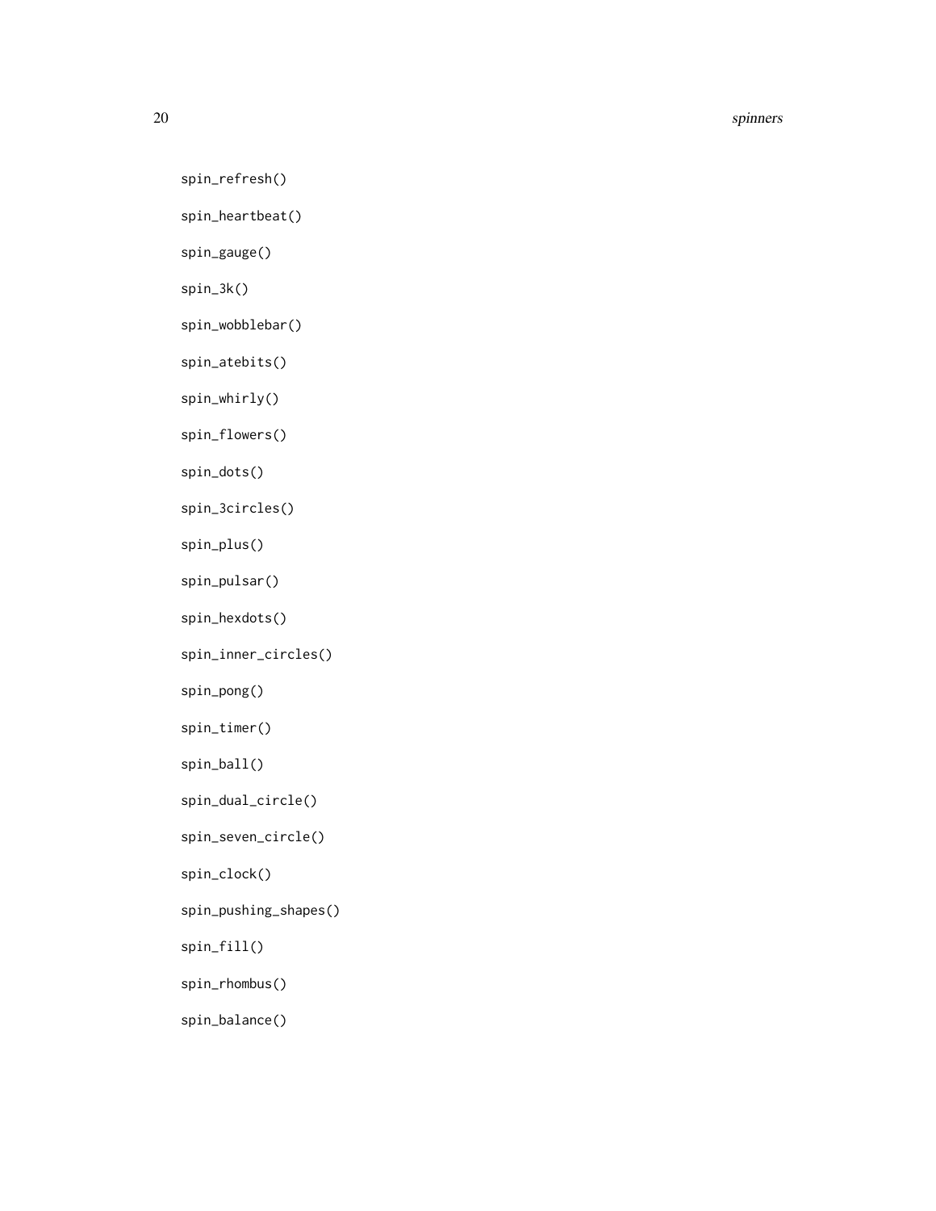```
spin_refresh()

spin_heartbeat()

spin_gauge()

spin_3k()

spin_wobblebar()

spin_atebits()

spin_whirly()

spin_flowers()

spin_dots()

spin_3circles()

spin_plus()

spin_pulsar()

spin_hexdots()

spin_inner_circles()

spin_pong()

spin_timer()

spin_ball()

spin_dual_circle()

spin_seven_circle()

spin_clock()

spin_pushing_shapes()

spin_fill()

spin_rhombus()

spin_balance()
```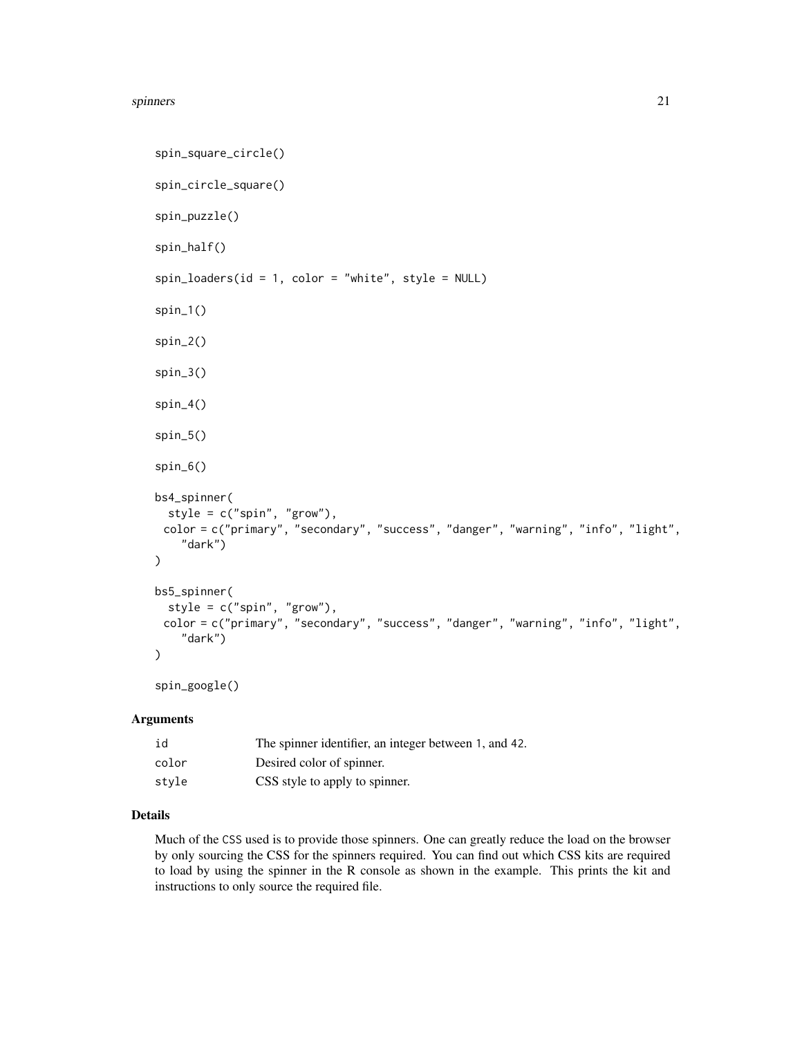```
spin_square_circle()

spin_circle_square()

spin_puzzle()

spin_half()

spin_loaders(id = 1, color = "white", style = NULL)

spin_1()

spin_2()

spin_3()

spin_4()

spin_5()

spin_6()

bs4_spinner(
  style = c("spin", "grow"),
 color = c("primary", "secondary", "success", "danger", "warning", "info", "light",
    "dark")
)

bs5_spinner(
  style = c("spin", "grow"),
 color = c("primary", "secondary", "success", "danger", "warning", "info", "light",
    "dark")
)

spin_google()
```

## Arguments

| | |
|---|---|
| id | The spinner identifier, an integer between 1, and 42. |
| color | Desired color of spinner. |
| style | CSS style to apply to spinner. |

## Details

Much of the CSS used is to provide those spinners. One can greatly reduce the load on the browser by only sourcing the CSS for the spinners required. You can find out which CSS kits are required to load by using the spinner in the R console as shown in the example. This prints the kit and instructions to only source the required file.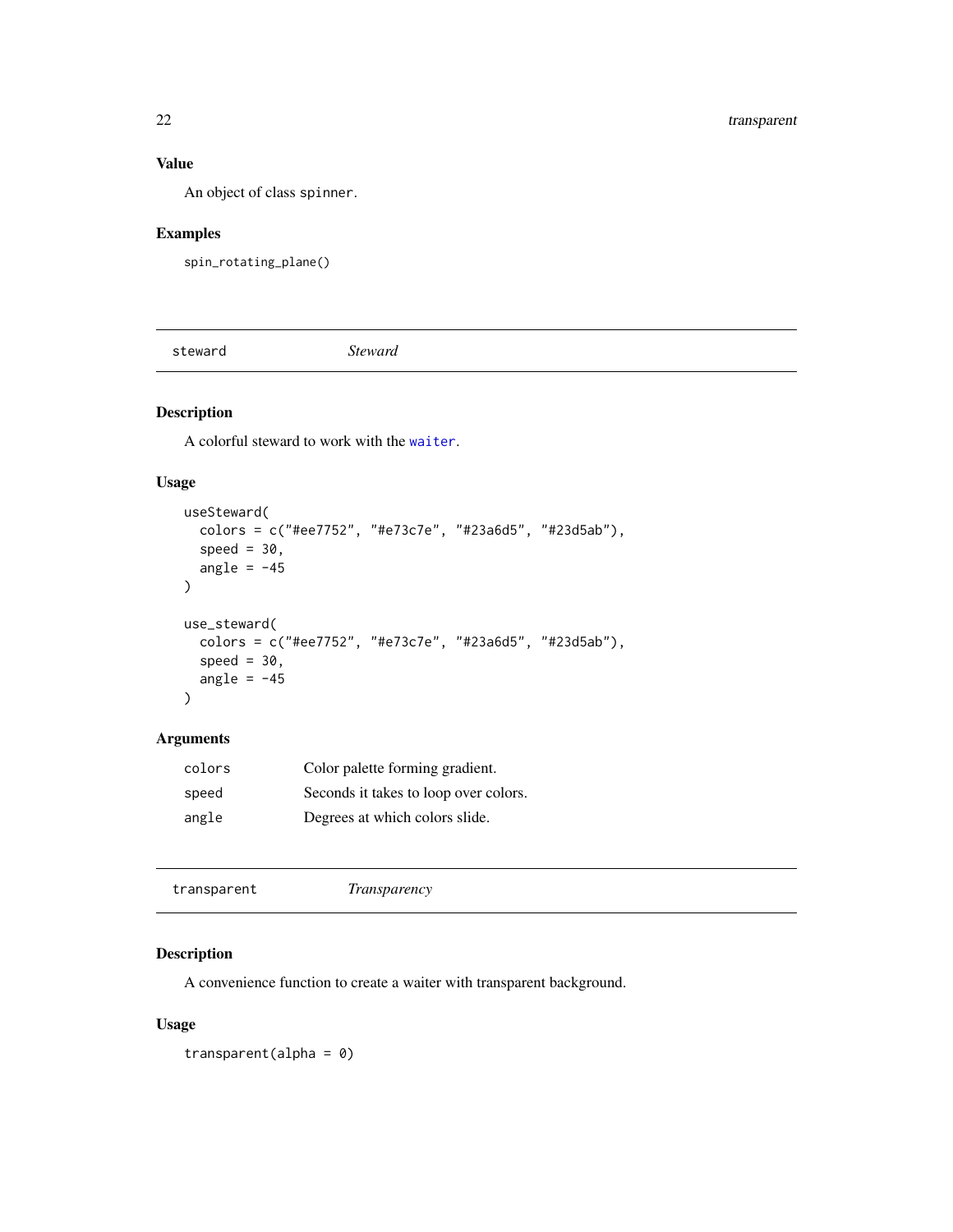### Value

An object of class `spinner`.

### Examples

```
spin_rotating_plane()
```

---

## steward — *Steward*

### Description

A colorful steward to work with the waiter.

### Usage

```
useSteward(
  colors = c("#ee7752", "#e73c7e", "#23a6d5", "#23d5ab"),
  speed = 30,
  angle = -45
)

use_steward(
  colors = c("#ee7752", "#e73c7e", "#23a6d5", "#23d5ab"),
  speed = 30,
  angle = -45
)
```

### Arguments

| | |
|---|---|
| `colors` | Color palette forming gradient. |
| `speed` | Seconds it takes to loop over colors. |
| `angle` | Degrees at which colors slide. |

---

## transparent — *Transparency*

### Description

A convenience function to create a waiter with transparent background.

### Usage

```
transparent(alpha = 0)
```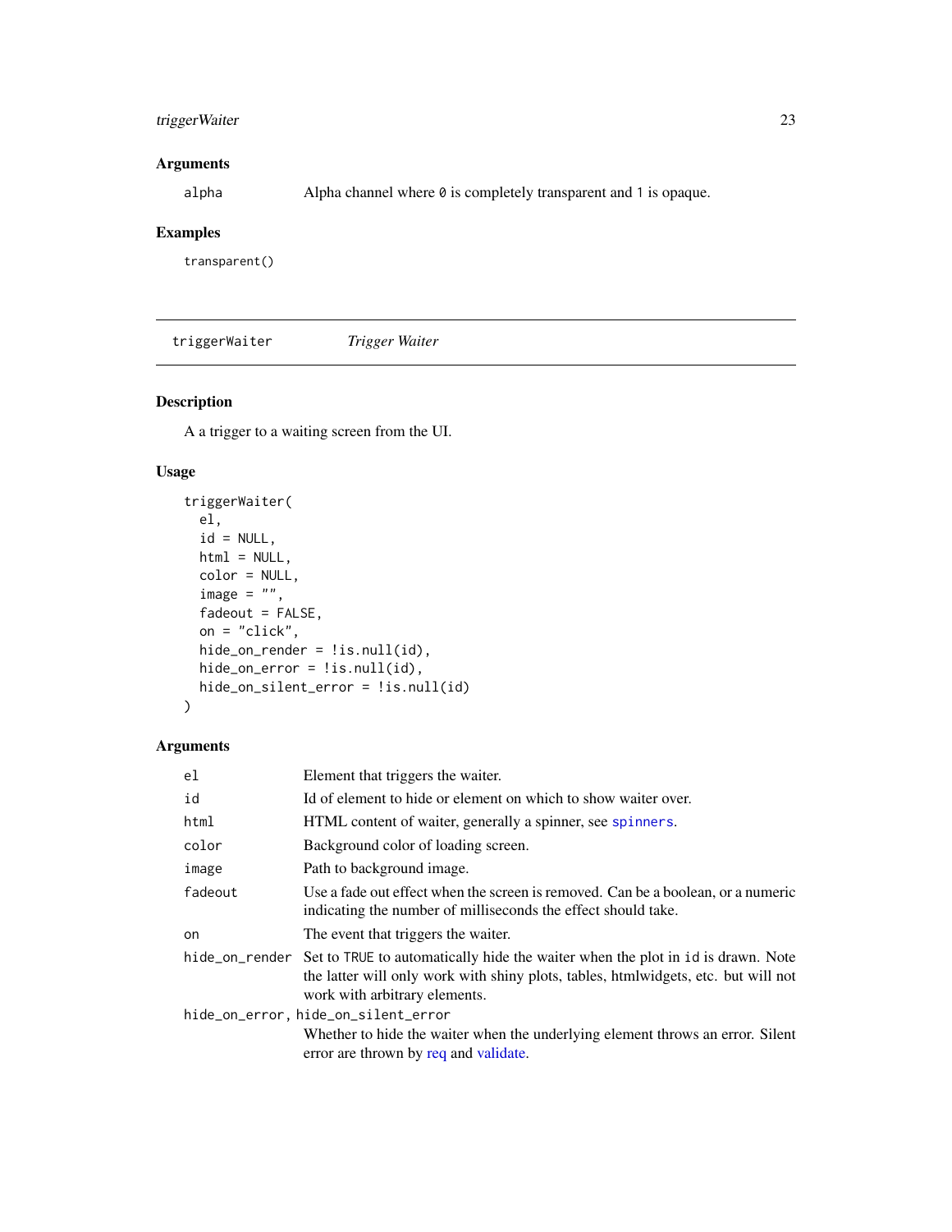## Arguments

`alpha` Alpha channel where `0` is completely transparent and `1` is opaque.

## Examples

```
transparent()
```

---

# triggerWaiter *Trigger Waiter*

## Description

A a trigger to a waiting screen from the UI.

## Usage

```
triggerWaiter(
  el,
  id = NULL,
  html = NULL,
  color = NULL,
  image = "",
  fadeout = FALSE,
  on = "click",
  hide_on_render = !is.null(id),
  hide_on_error = !is.null(id),
  hide_on_silent_error = !is.null(id)
)
```

## Arguments

| | |
|---|---|
| `el` | Element that triggers the waiter. |
| `id` | Id of element to hide or element on which to show waiter over. |
| `html` | HTML content of waiter, generally a spinner, see `spinners`. |
| `color` | Background color of loading screen. |
| `image` | Path to background image. |
| `fadeout` | Use a fade out effect when the screen is removed. Can be a boolean, or a numeric indicating the number of milliseconds the effect should take. |
| `on` | The event that triggers the waiter. |
| `hide_on_render` | Set to `TRUE` to automatically hide the waiter when the plot in `id` is drawn. Note the latter will only work with shiny plots, tables, htmlwidgets, etc. but will not work with arbitrary elements. |
| `hide_on_error, hide_on_silent_error` | Whether to hide the waiter when the underlying element throws an error. Silent error are thrown by req and validate. |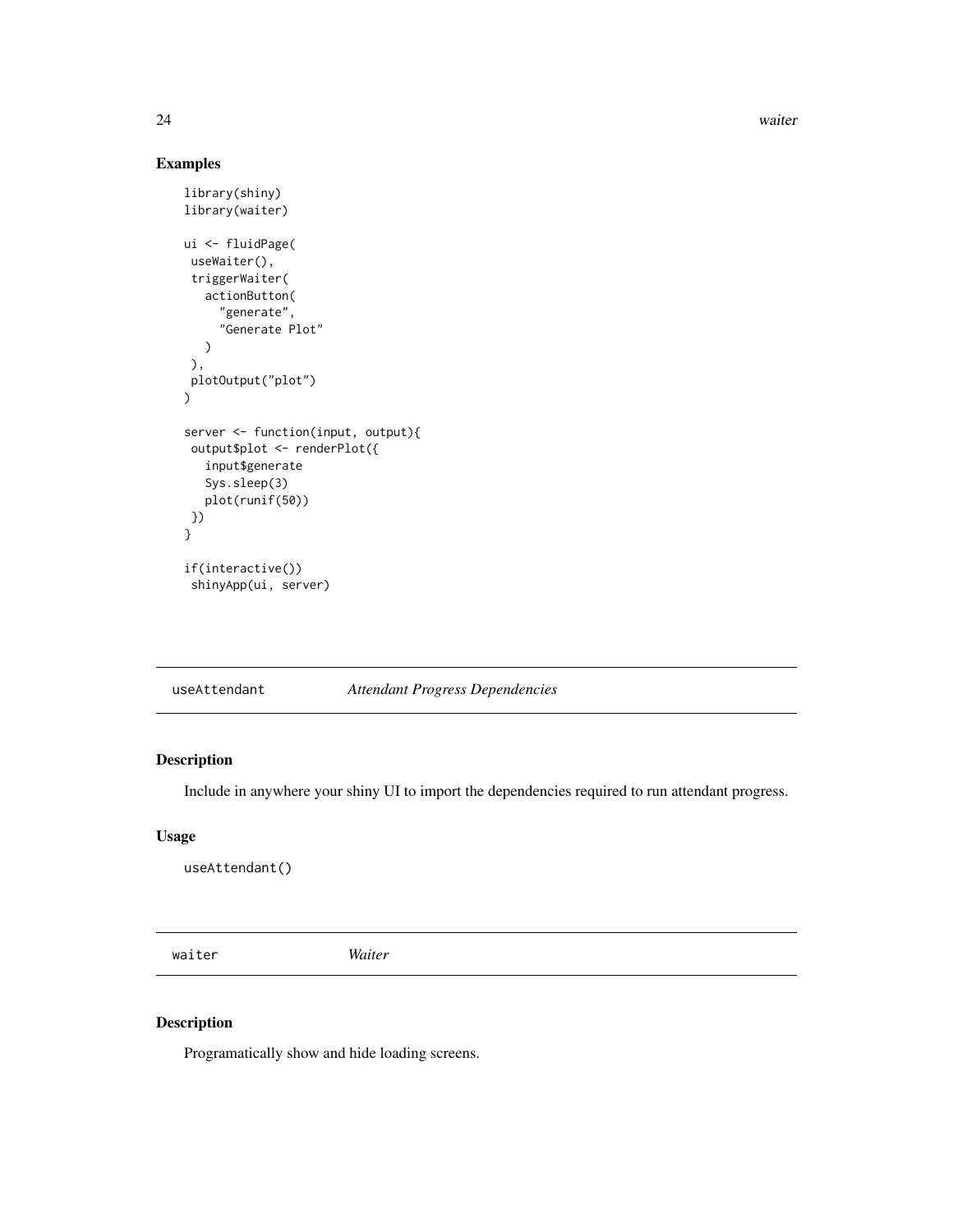## Examples

```
library(shiny)
library(waiter)

ui <- fluidPage(
 useWaiter(),
 triggerWaiter(
   actionButton(
     "generate",
     "Generate Plot"
   )
 ),
 plotOutput("plot")
)

server <- function(input, output){
 output$plot <- renderPlot({
   input$generate
   Sys.sleep(3)
   plot(runif(50))
 })
}

if(interactive())
 shinyApp(ui, server)
```

---

# useAttendant — *Attendant Progress Dependencies*

---

## Description

Include in anywhere your shiny UI to import the dependencies required to run attendant progress.

## Usage

```
useAttendant()
```

---

# waiter — *Waiter*

---

## Description

Programatically show and hide loading screens.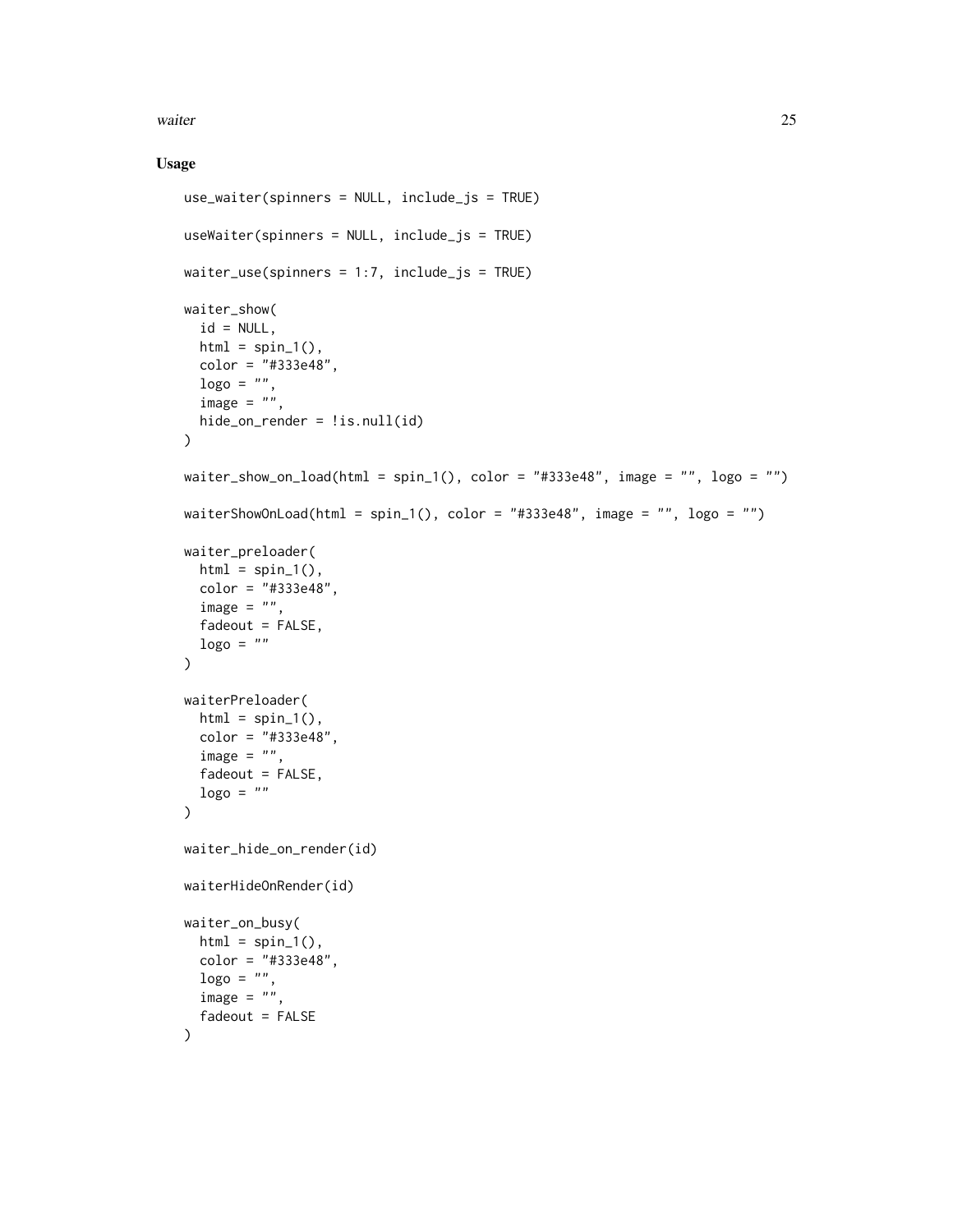### Usage

```
use_waiter(spinners = NULL, include_js = TRUE)

useWaiter(spinners = NULL, include_js = TRUE)

waiter_use(spinners = 1:7, include_js = TRUE)

waiter_show(
  id = NULL,
  html = spin_1(),
  color = "#333e48",
  logo = "",
  image = "",
  hide_on_render = !is.null(id)
)

waiter_show_on_load(html = spin_1(), color = "#333e48", image = "", logo = "")

waiterShowOnLoad(html = spin_1(), color = "#333e48", image = "", logo = "")

waiter_preloader(
  html = spin_1(),
  color = "#333e48",
  image = "",
  fadeout = FALSE,
  logo = ""
)

waiterPreloader(
  html = spin_1(),
  color = "#333e48",
  image = "",
  fadeout = FALSE,
  logo = ""
)

waiter_hide_on_render(id)

waiterHideOnRender(id)

waiter_on_busy(
  html = spin_1(),
  color = "#333e48",
  logo = "",
  image = "",
  fadeout = FALSE
)
```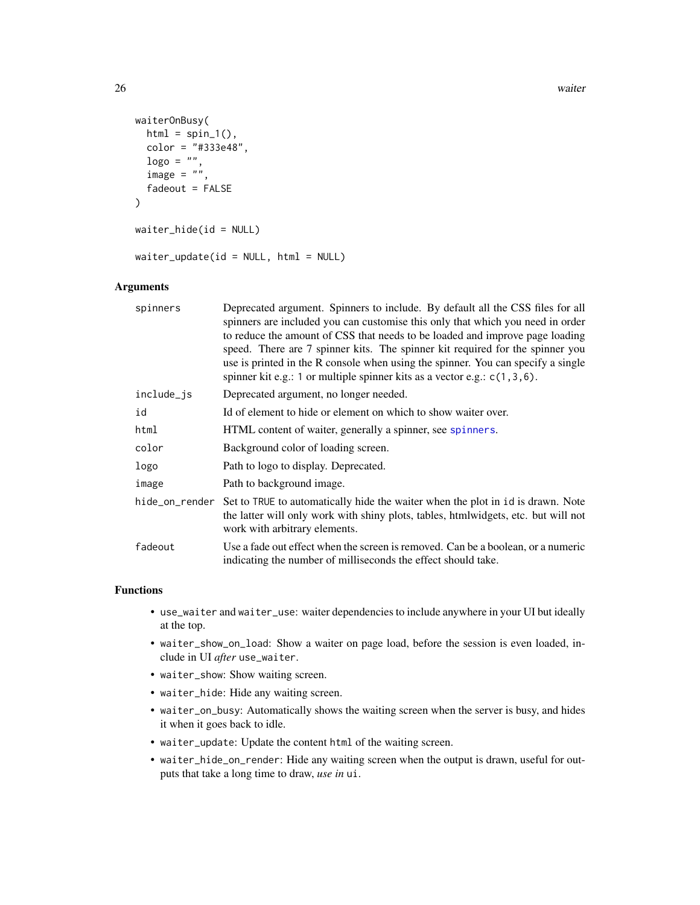```
waiterOnBusy(
  html = spin_1(),
  color = "#333e48",
  logo = "",
  image = "",
  fadeout = FALSE
)

waiter_hide(id = NULL)

waiter_update(id = NULL, html = NULL)
```

## Arguments

| | |
|---|---|
| `spinners` | Deprecated argument. Spinners to include. By default all the CSS files for all spinners are included you can customise this only that which you need in order to reduce the amount of CSS that needs to be loaded and improve page loading speed. There are 7 spinner kits. The spinner kit required for the spinner you use is printed in the R console when using the spinner. You can specify a single spinner kit e.g.: `1` or multiple spinner kits as a vector e.g.: `c(1,3,6)`. |
| `include_js` | Deprecated argument, no longer needed. |
| `id` | Id of element to hide or element on which to show waiter over. |
| `html` | HTML content of waiter, generally a spinner, see `spinners`. |
| `color` | Background color of loading screen. |
| `logo` | Path to logo to display. Deprecated. |
| `image` | Path to background image. |
| `hide_on_render` | Set to `TRUE` to automatically hide the waiter when the plot in `id` is drawn. Note the latter will only work with shiny plots, tables, htmlwidgets, etc. but will not work with arbitrary elements. |
| `fadeout` | Use a fade out effect when the screen is removed. Can be a boolean, or a numeric indicating the number of milliseconds the effect should take. |

## Functions

- `use_waiter` and `waiter_use`: waiter dependencies to include anywhere in your UI but ideally at the top.
- `waiter_show_on_load`: Show a waiter on page load, before the session is even loaded, include in UI *after* `use_waiter`.
- `waiter_show`: Show waiting screen.
- `waiter_hide`: Hide any waiting screen.
- `waiter_on_busy`: Automatically shows the waiting screen when the server is busy, and hides it when it goes back to idle.
- `waiter_update`: Update the content `html` of the waiting screen.
- `waiter_hide_on_render`: Hide any waiting screen when the output is drawn, useful for outputs that take a long time to draw, *use in* `ui`.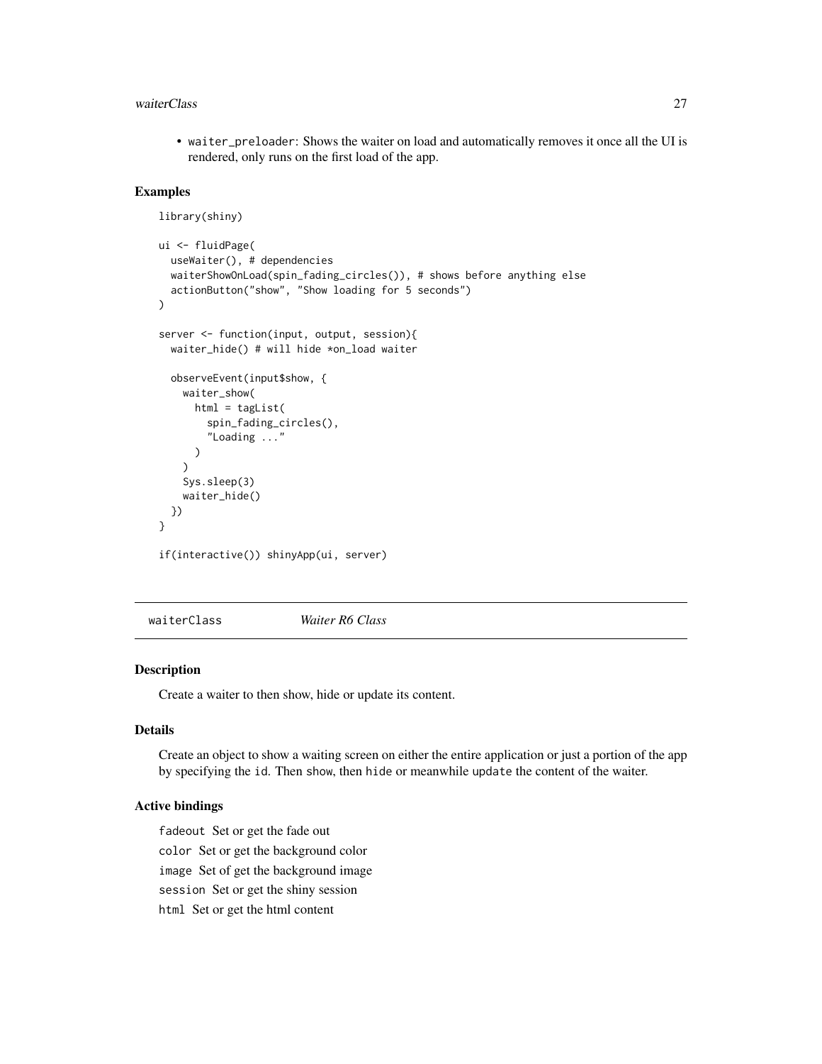- `waiter_preloader`: Shows the waiter on load and automatically removes it once all the UI is rendered, only runs on the first load of the app.

### Examples

```
library(shiny)

ui <- fluidPage(
  useWaiter(), # dependencies
  waiterShowOnLoad(spin_fading_circles()), # shows before anything else
  actionButton("show", "Show loading for 5 seconds")
)

server <- function(input, output, session){
  waiter_hide() # will hide *on_load waiter

  observeEvent(input$show, {
    waiter_show(
      html = tagList(
        spin_fading_circles(),
        "Loading ..."
      )
    )
    Sys.sleep(3)
    waiter_hide()
  })
}

if(interactive()) shinyApp(ui, server)
```

---

## waiterClass *Waiter R6 Class*

### Description

Create a waiter to then show, hide or update its content.

### Details

Create an object to show a waiting screen on either the entire application or just a portion of the app by specifying the `id`. Then `show`, then `hide` or meanwhile `update` the content of the waiter.

### Active bindings

`fadeout` Set or get the fade out

`color` Set or get the background color

`image` Set of get the background image

`session` Set or get the shiny session

`html` Set or get the html content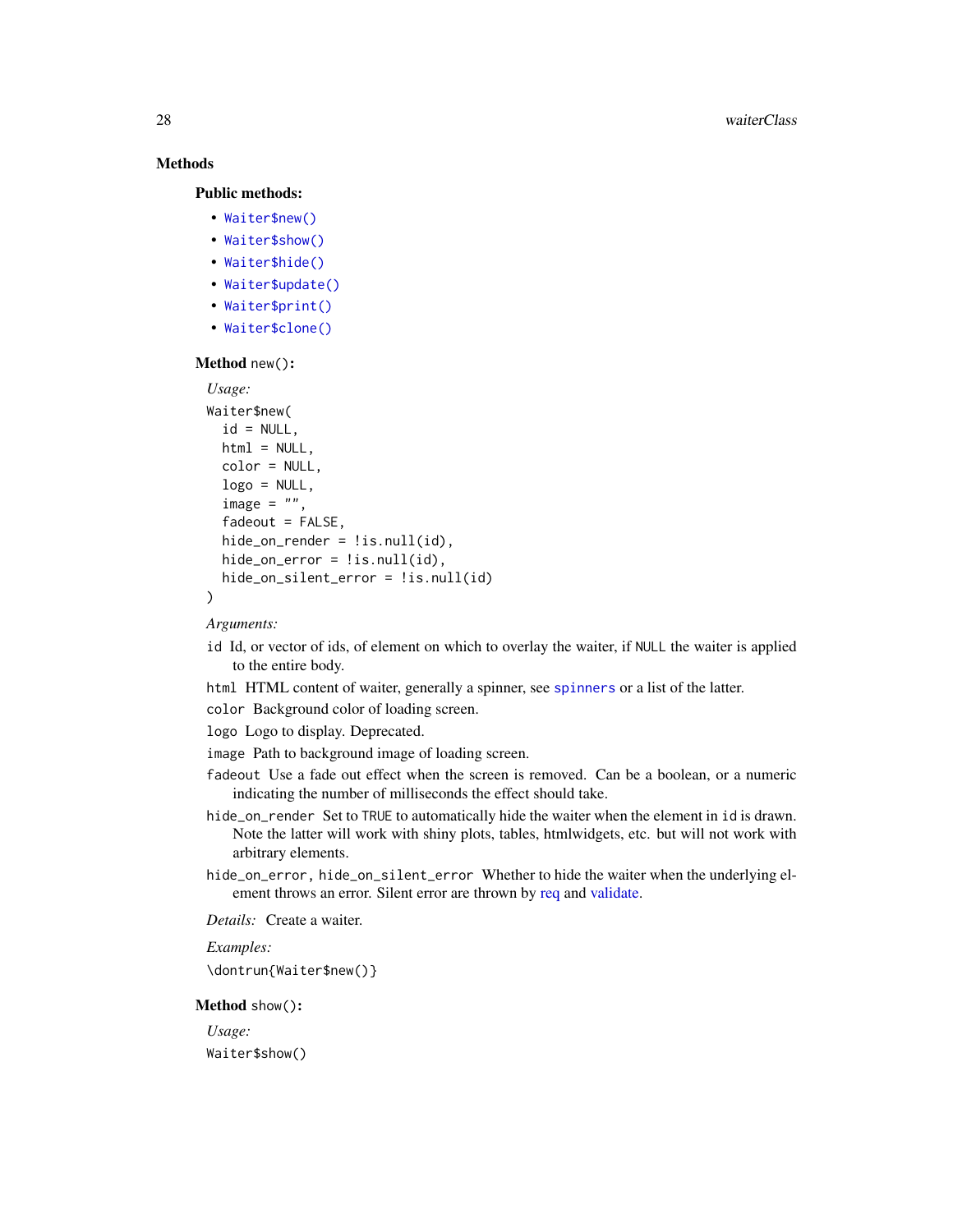## Methods

### Public methods:

- `Waiter$new()`
- `Waiter$show()`
- `Waiter$hide()`
- `Waiter$update()`
- `Waiter$print()`
- `Waiter$clone()`

### Method `new()`:

*Usage:*

```
Waiter$new(
  id = NULL,
  html = NULL,
  color = NULL,
  logo = NULL,
  image = "",
  fadeout = FALSE,
  hide_on_render = !is.null(id),
  hide_on_error = !is.null(id),
  hide_on_silent_error = !is.null(id)
)
```

*Arguments:*

`id` Id, or vector of ids, of element on which to overlay the waiter, if `NULL` the waiter is applied to the entire body.

`html` HTML content of waiter, generally a spinner, see `spinners` or a list of the latter.

`color` Background color of loading screen.

`logo` Logo to display. Deprecated.

`image` Path to background image of loading screen.

`fadeout` Use a fade out effect when the screen is removed. Can be a boolean, or a numeric indicating the number of milliseconds the effect should take.

`hide_on_render` Set to `TRUE` to automatically hide the waiter when the element in `id` is drawn. Note the latter will work with shiny plots, tables, htmlwidgets, etc. but will not work with arbitrary elements.

`hide_on_error`, `hide_on_silent_error` Whether to hide the waiter when the underlying element throws an error. Silent error are thrown by req and validate.

*Details:* Create a waiter.

*Examples:*

```
\dontrun{Waiter$new()}
```

### Method `show()`:

*Usage:*

```
Waiter$show()
```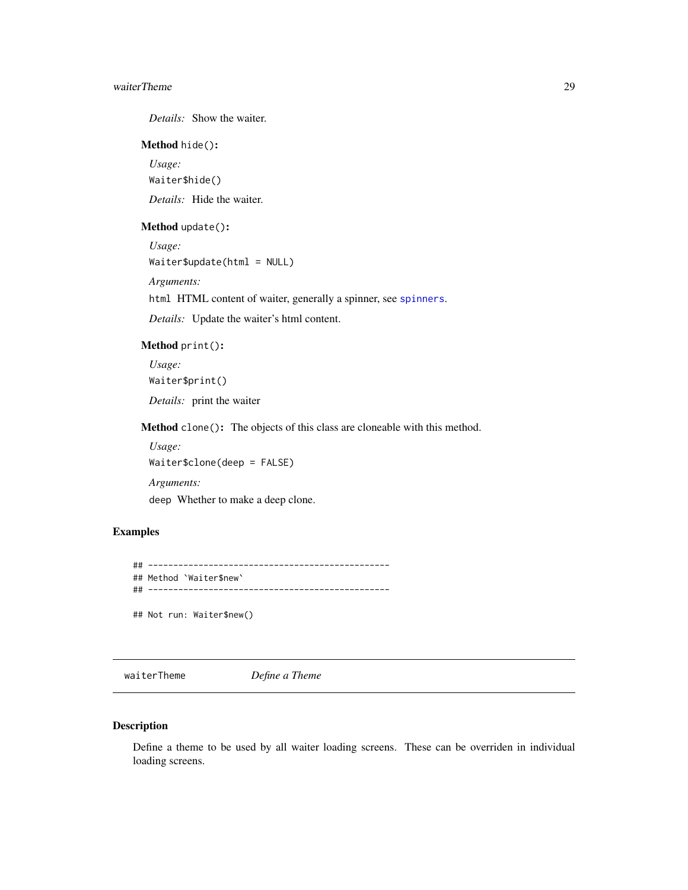*Details:* Show the waiter.

**Method** `hide()`:

*Usage:*

```
Waiter$hide()
```

*Details:* Hide the waiter.

**Method** `update()`:

*Usage:*

```
Waiter$update(html = NULL)
```

*Arguments:*

`html` HTML content of waiter, generally a spinner, see `spinners`.

*Details:* Update the waiter's html content.

**Method** `print()`:

*Usage:*

```
Waiter$print()
```

*Details:* print the waiter

**Method** `clone()`: The objects of this class are cloneable with this method.

*Usage:*

```
Waiter$clone(deep = FALSE)
```

*Arguments:*

`deep` Whether to make a deep clone.

### Examples

```
## ------------------------------------------------
## Method `Waiter$new`
## ------------------------------------------------

## Not run: Waiter$new()
```

---

## waiterTheme *Define a Theme*

---

### Description

Define a theme to be used by all waiter loading screens. These can be overriden in individual loading screens.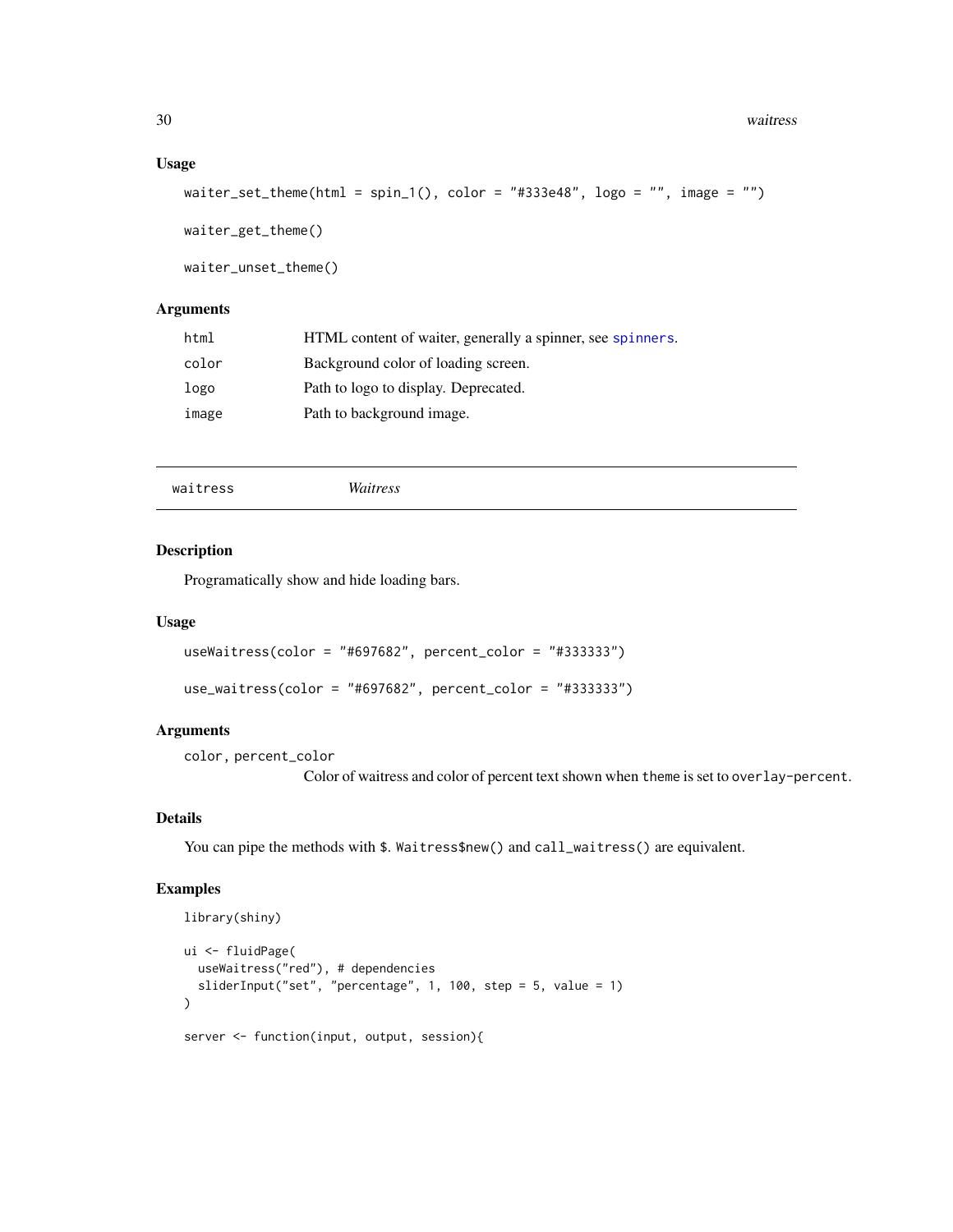### Usage

```
waiter_set_theme(html = spin_1(), color = "#333e48", logo = "", image = "")

waiter_get_theme()

waiter_unset_theme()
```

### Arguments

| | |
|---|---|
| `html` | HTML content of waiter, generally a spinner, see `spinners`. |
| `color` | Background color of loading screen. |
| `logo` | Path to logo to display. Deprecated. |
| `image` | Path to background image. |

---

## waitress — *Waitress*

---

### Description

Programatically show and hide loading bars.

### Usage

```
useWaitress(color = "#697682", percent_color = "#333333")

use_waitress(color = "#697682", percent_color = "#333333")
```

### Arguments

`color, percent_color`
: Color of waitress and color of percent text shown when `theme` is set to `overlay-percent`.

### Details

You can pipe the methods with `$`. `Waitress$new()` and `call_waitress()` are equivalent.

### Examples

```
library(shiny)

ui <- fluidPage(
  useWaitress("red"), # dependencies
  sliderInput("set", "percentage", 1, 100, step = 5, value = 1)
)

server <- function(input, output, session){
```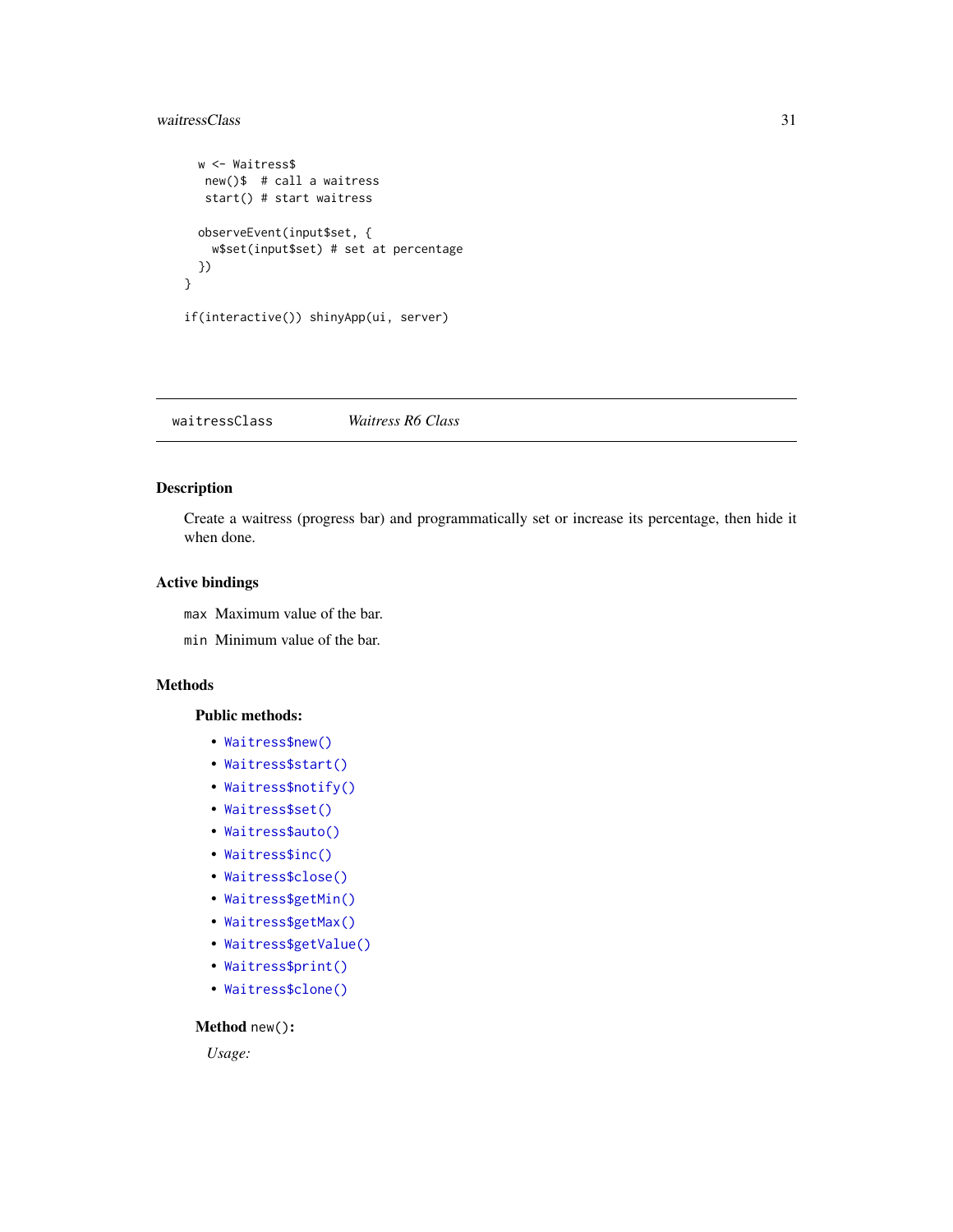```
  w <- Waitress$
   new()$  # call a waitress
   start() # start waitress

  observeEvent(input$set, {
    w$set(input$set) # set at percentage
  })
}

if(interactive()) shinyApp(ui, server)
```

---

## waitressClass — *Waitress R6 Class*

### Description

Create a waitress (progress bar) and programmatically set or increase its percentage, then hide it when done.

### Active bindings

`max` Maximum value of the bar.

`min` Minimum value of the bar.

### Methods

**Public methods:**

- `Waitress$new()`
- `Waitress$start()`
- `Waitress$notify()`
- `Waitress$set()`
- `Waitress$auto()`
- `Waitress$inc()`
- `Waitress$close()`
- `Waitress$getMin()`
- `Waitress$getMax()`
- `Waitress$getValue()`
- `Waitress$print()`
- `Waitress$clone()`

**Method** `new()`**:**

*Usage:*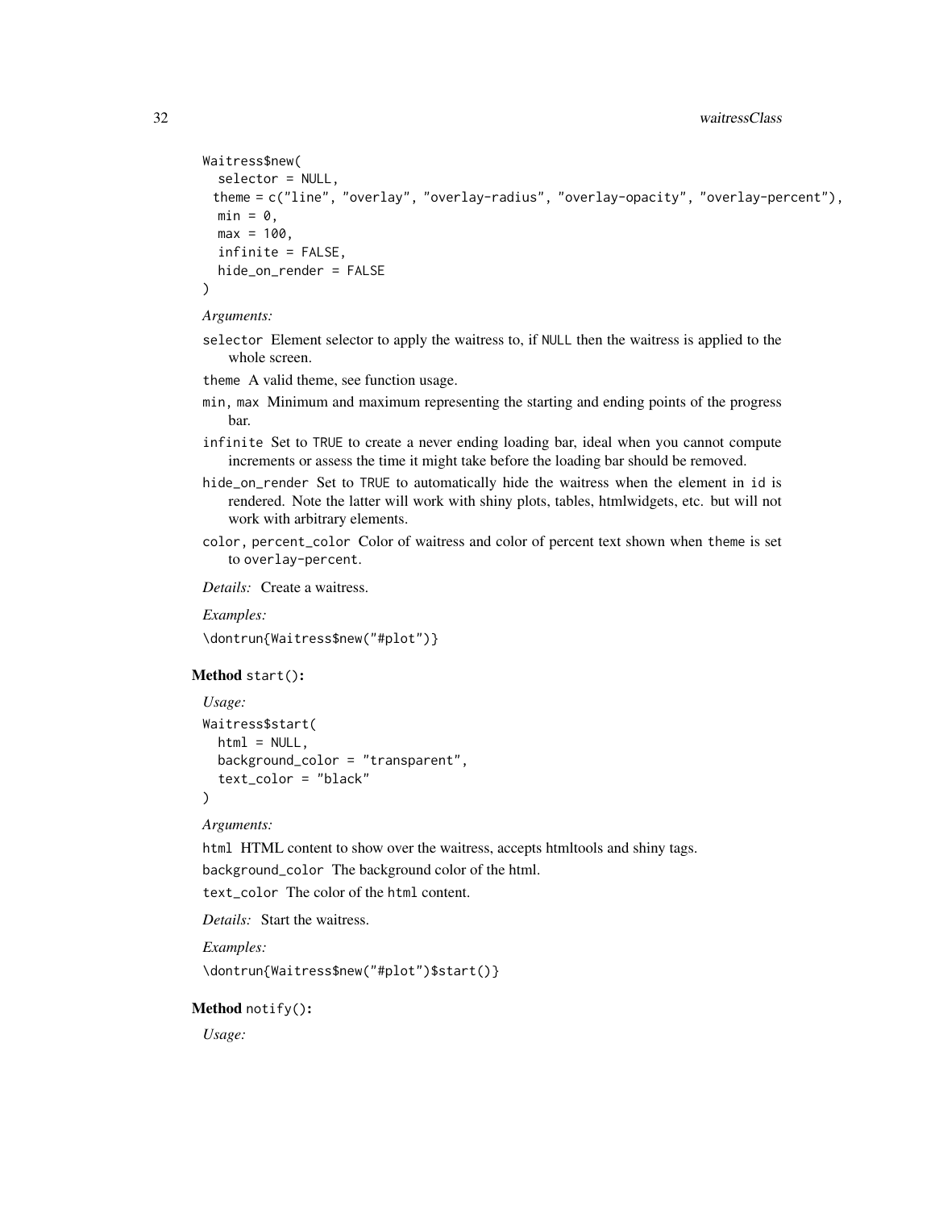```
Waitress$new(
  selector = NULL,
  theme = c("line", "overlay", "overlay-radius", "overlay-opacity", "overlay-percent"),
  min = 0,
  max = 100,
  infinite = FALSE,
  hide_on_render = FALSE
)
```

*Arguments:*

`selector` Element selector to apply the waitress to, if `NULL` then the waitress is applied to the whole screen.

`theme` A valid theme, see function usage.

`min`, `max` Minimum and maximum representing the starting and ending points of the progress bar.

`infinite` Set to `TRUE` to create a never ending loading bar, ideal when you cannot compute increments or assess the time it might take before the loading bar should be removed.

`hide_on_render` Set to `TRUE` to automatically hide the waitress when the element in `id` is rendered. Note the latter will work with shiny plots, tables, htmlwidgets, etc. but will not work with arbitrary elements.

`color`, `percent_color` Color of waitress and color of percent text shown when `theme` is set to `overlay-percent`.

*Details:* Create a waitress.

*Examples:*

```
\dontrun{Waitress$new("#plot")}
```

**Method** `start()`**:**

*Usage:*

```
Waitress$start(
  html = NULL,
  background_color = "transparent",
  text_color = "black"
)
```

*Arguments:*

`html` HTML content to show over the waitress, accepts htmltools and shiny tags.

`background_color` The background color of the html.

`text_color` The color of the `html` content.

*Details:* Start the waitress.

*Examples:*

```
\dontrun{Waitress$new("#plot")$start()}
```

**Method** `notify()`**:**

*Usage:*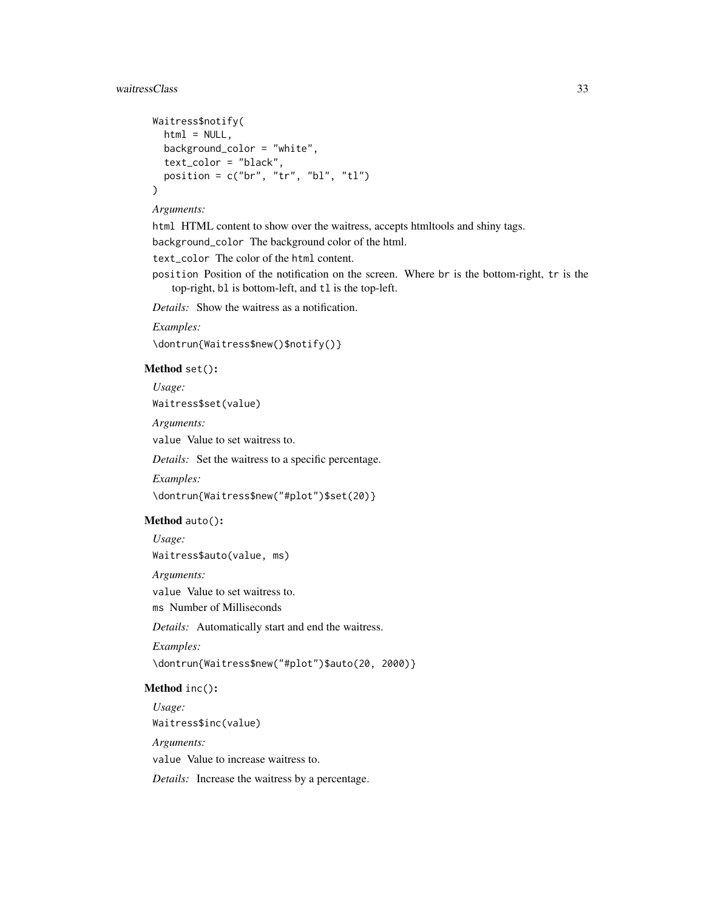```
Waitress$notify(
  html = NULL,
  background_color = "white",
  text_color = "black",
  position = c("br", "tr", "bl", "tl")
)
```

*Arguments:*

`html` HTML content to show over the waitress, accepts htmltools and shiny tags.

`background_color` The background color of the html.

`text_color` The color of the `html` content.

`position` Position of the notification on the screen. Where `br` is the bottom-right, `tr` is the top-right, `bl` is bottom-left, and `tl` is the top-left.

*Details:* Show the waitress as a notification.

*Examples:*

```
\dontrun{Waitress$new()$notify()}
```

**Method** `set()`**:**

*Usage:*

```
Waitress$set(value)
```

*Arguments:*

`value` Value to set waitress to.

*Details:* Set the waitress to a specific percentage.

*Examples:*

```
\dontrun{Waitress$new("#plot")$set(20)}
```

**Method** `auto()`**:**

*Usage:*

```
Waitress$auto(value, ms)
```

*Arguments:*

`value` Value to set waitress to.

`ms` Number of Milliseconds

*Details:* Automatically start and end the waitress.

*Examples:*

```
\dontrun{Waitress$new("#plot")$auto(20, 2000)}
```

**Method** `inc()`**:**

*Usage:*

```
Waitress$inc(value)
```

*Arguments:*

`value` Value to increase waitress to.

*Details:* Increase the waitress by a percentage.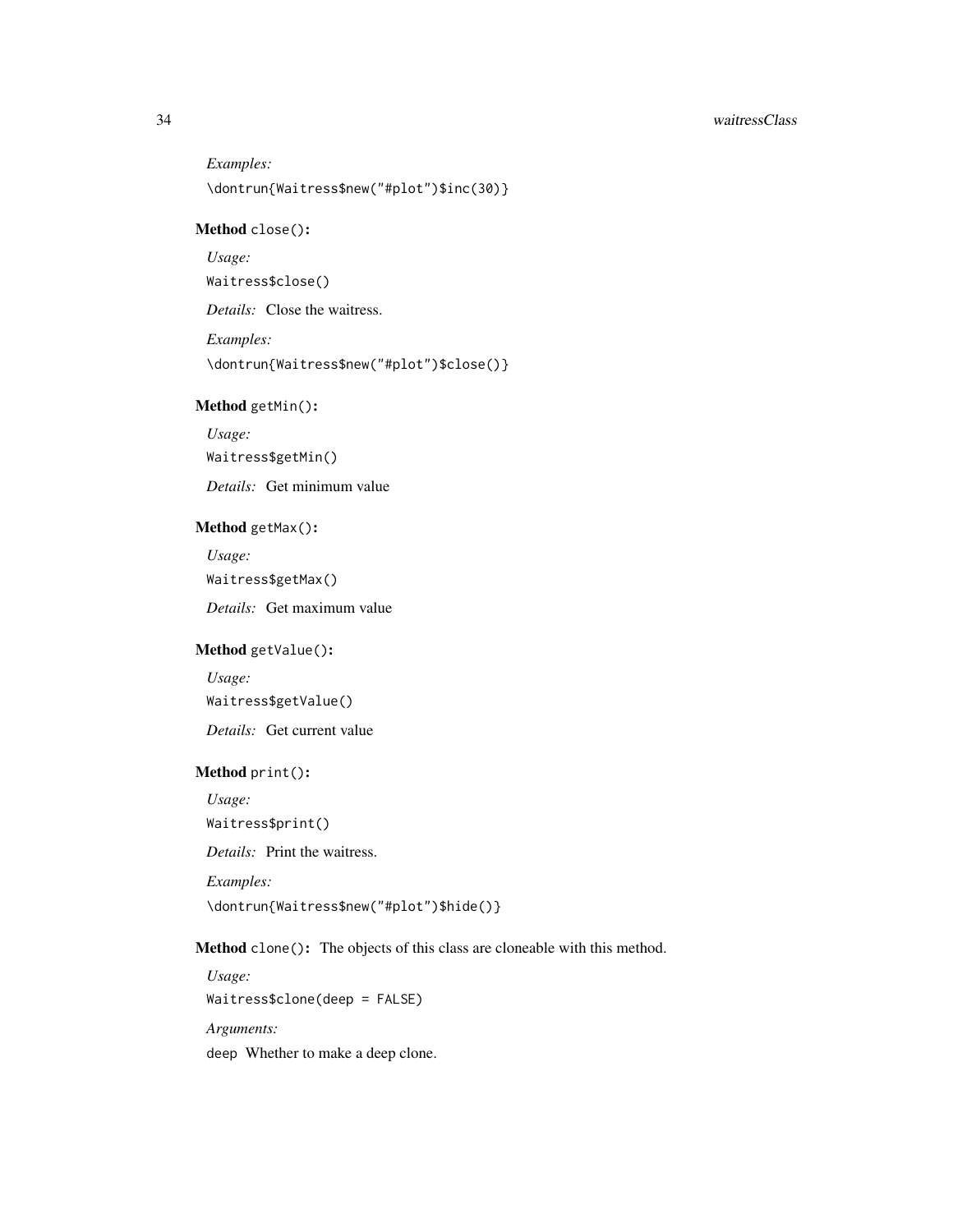*Examples:*

```
\dontrun{Waitress$new("#plot")$inc(30)}
```

**Method** `close()`**:**

*Usage:*

```
Waitress$close()
```

*Details:* Close the waitress.

*Examples:*

```
\dontrun{Waitress$new("#plot")$close()}
```

**Method** `getMin()`**:**

*Usage:*

```
Waitress$getMin()
```

*Details:* Get minimum value

**Method** `getMax()`**:**

*Usage:*

```
Waitress$getMax()
```

*Details:* Get maximum value

**Method** `getValue()`**:**

*Usage:*

```
Waitress$getValue()
```

*Details:* Get current value

**Method** `print()`**:**

*Usage:*

```
Waitress$print()
```

*Details:* Print the waitress.

*Examples:*

```
\dontrun{Waitress$new("#plot")$hide()}
```

**Method** `clone()`**:** The objects of this class are cloneable with this method.

*Usage:*

```
Waitress$clone(deep = FALSE)
```

*Arguments:*

`deep` Whether to make a deep clone.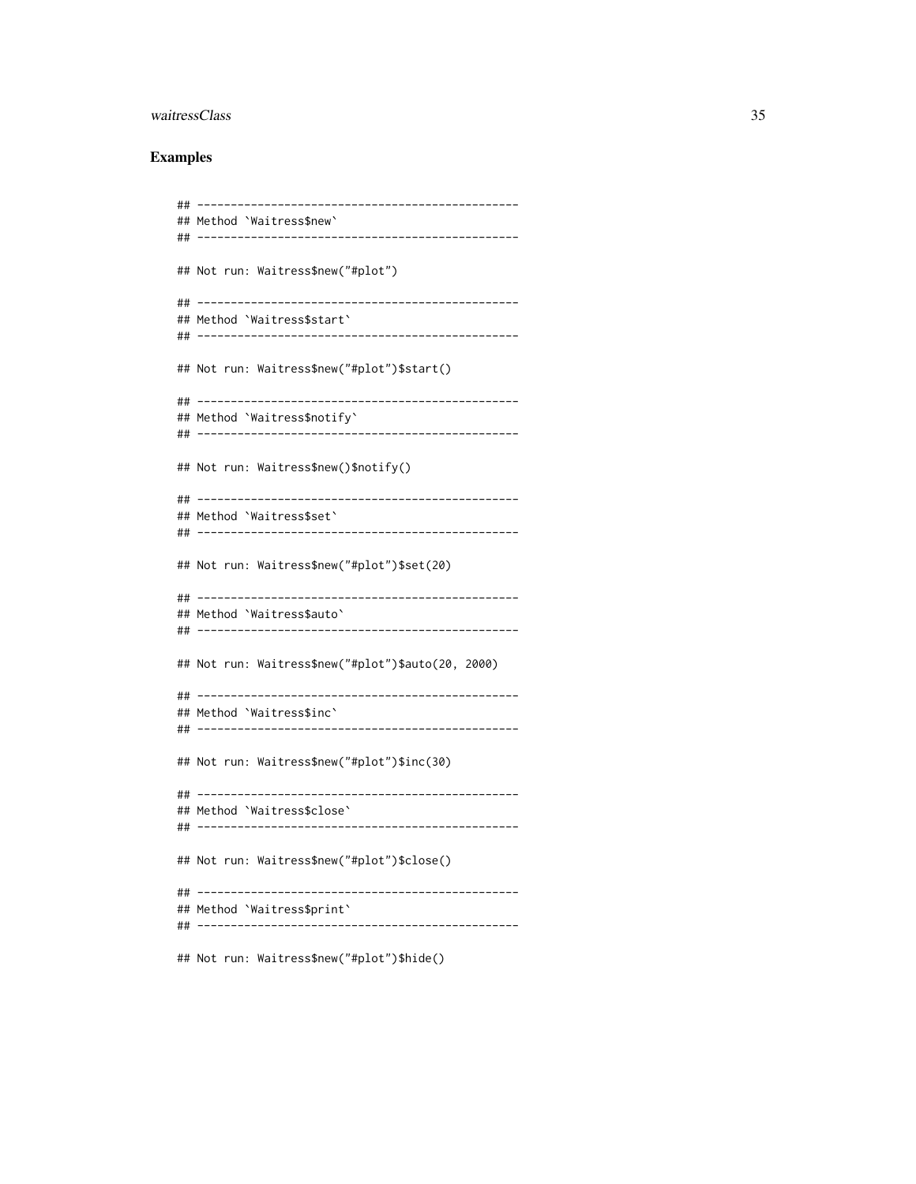## Examples

```
## ------------------------------------------------
## Method `Waitress$new`
## ------------------------------------------------

## Not run: Waitress$new("#plot")

## ------------------------------------------------
## Method `Waitress$start`
## ------------------------------------------------

## Not run: Waitress$new("#plot")$start()

## ------------------------------------------------
## Method `Waitress$notify`
## ------------------------------------------------

## Not run: Waitress$new()$notify()

## ------------------------------------------------
## Method `Waitress$set`
## ------------------------------------------------

## Not run: Waitress$new("#plot")$set(20)

## ------------------------------------------------
## Method `Waitress$auto`
## ------------------------------------------------

## Not run: Waitress$new("#plot")$auto(20, 2000)

## ------------------------------------------------
## Method `Waitress$inc`
## ------------------------------------------------

## Not run: Waitress$new("#plot")$inc(30)

## ------------------------------------------------
## Method `Waitress$close`
## ------------------------------------------------

## Not run: Waitress$new("#plot")$close()

## ------------------------------------------------
## Method `Waitress$print`
## ------------------------------------------------

## Not run: Waitress$new("#plot")$hide()
```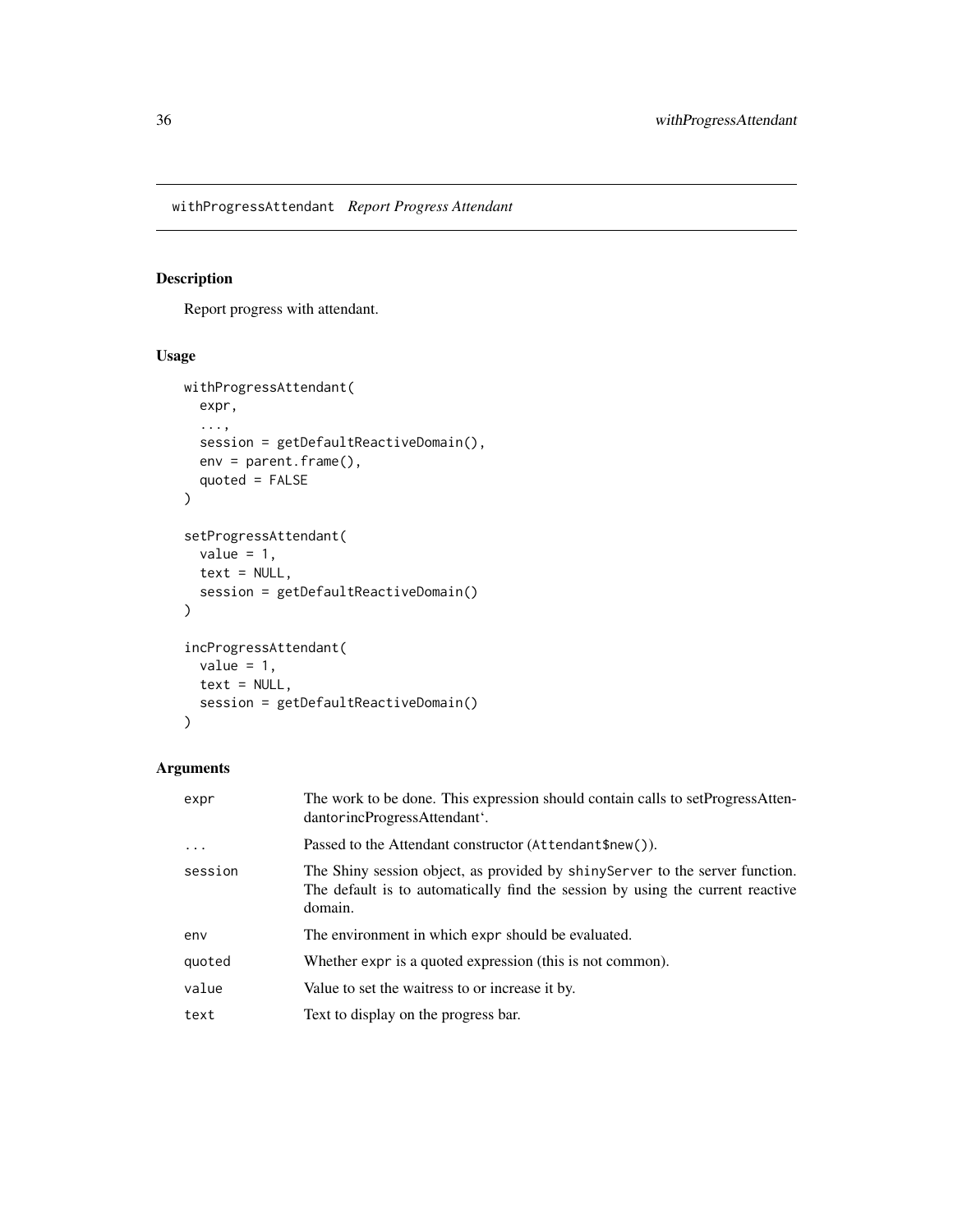## withProgressAttendant *Report Progress Attendant*

### Description

Report progress with attendant.

### Usage

```
withProgressAttendant(
  expr,
  ...,
  session = getDefaultReactiveDomain(),
  env = parent.frame(),
  quoted = FALSE
)

setProgressAttendant(
  value = 1,
  text = NULL,
  session = getDefaultReactiveDomain()
)

incProgressAttendant(
  value = 1,
  text = NULL,
  session = getDefaultReactiveDomain()
)
```

### Arguments

| | |
|---|---|
| expr | The work to be done. This expression should contain calls to setProgressAttendantorincProgressAttendant`. |
| ... | Passed to the Attendant constructor (`Attendant$new()`). |
| session | The Shiny session object, as provided by `shinyServer` to the server function. The default is to automatically find the session by using the current reactive domain. |
| env | The environment in which `expr` should be evaluated. |
| quoted | Whether `expr` is a quoted expression (this is not common). |
| value | Value to set the waitress to or increase it by. |
| text | Text to display on the progress bar. |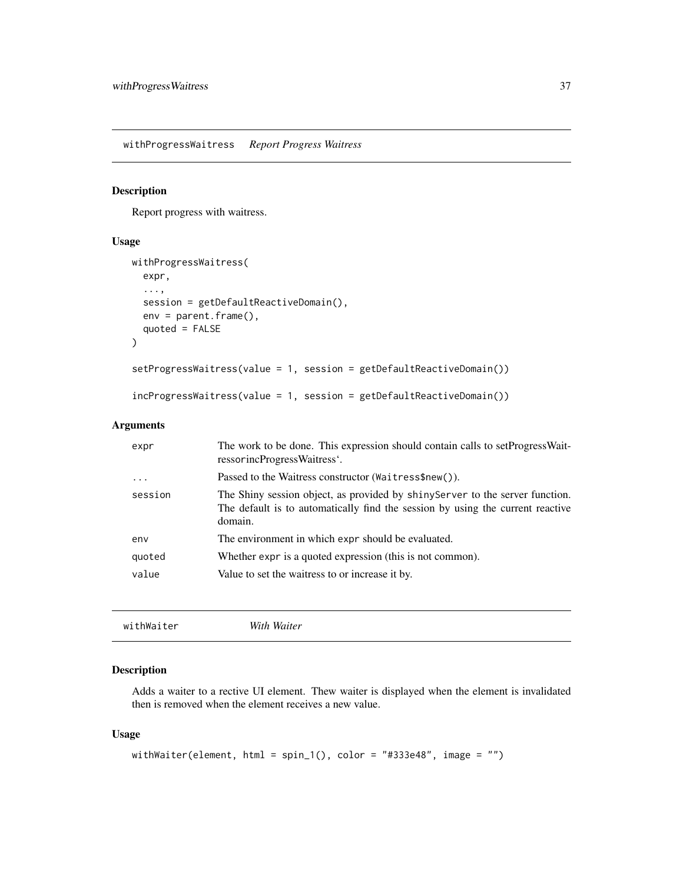## withProgressWaitress *Report Progress Waitress*

### Description

Report progress with waitress.

### Usage

```
withProgressWaitress(
  expr,
  ...,
  session = getDefaultReactiveDomain(),
  env = parent.frame(),
  quoted = FALSE
)

setProgressWaitress(value = 1, session = getDefaultReactiveDomain())

incProgressWaitress(value = 1, session = getDefaultReactiveDomain())
```

### Arguments

| | |
|---|---|
| expr | The work to be done. This expression should contain calls to setProgressWaitressorincProgressWaitress‘. |
| ... | Passed to the Waitress constructor (`Waitress$new()`). |
| session | The Shiny session object, as provided by `shinyServer` to the server function. The default is to automatically find the session by using the current reactive domain. |
| env | The environment in which `expr` should be evaluated. |
| quoted | Whether `expr` is a quoted expression (this is not common). |
| value | Value to set the waitress to or increase it by. |

## withWaiter *With Waiter*

### Description

Adds a waiter to a rective UI element. Thew waiter is displayed when the element is invalidated then is removed when the element receives a new value.

### Usage

```
withWaiter(element, html = spin_1(), color = "#333e48", image = "")
```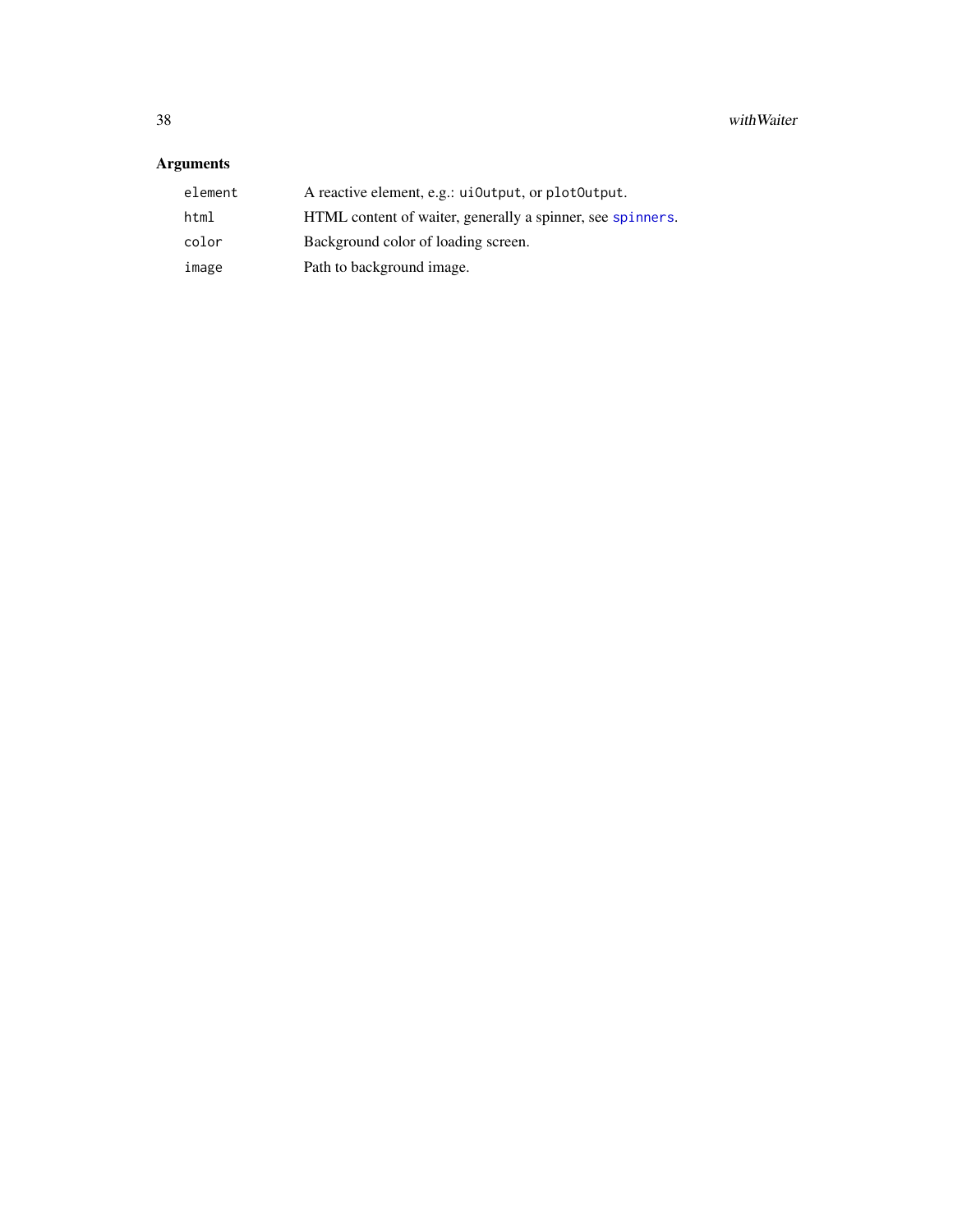## Arguments

| | |
|---|---|
| `element` | A reactive element, e.g.: `uiOutput`, or `plotOutput`. |
| `html` | HTML content of waiter, generally a spinner, see `spinners`. |
| `color` | Background color of loading screen. |
| `image` | Path to background image. |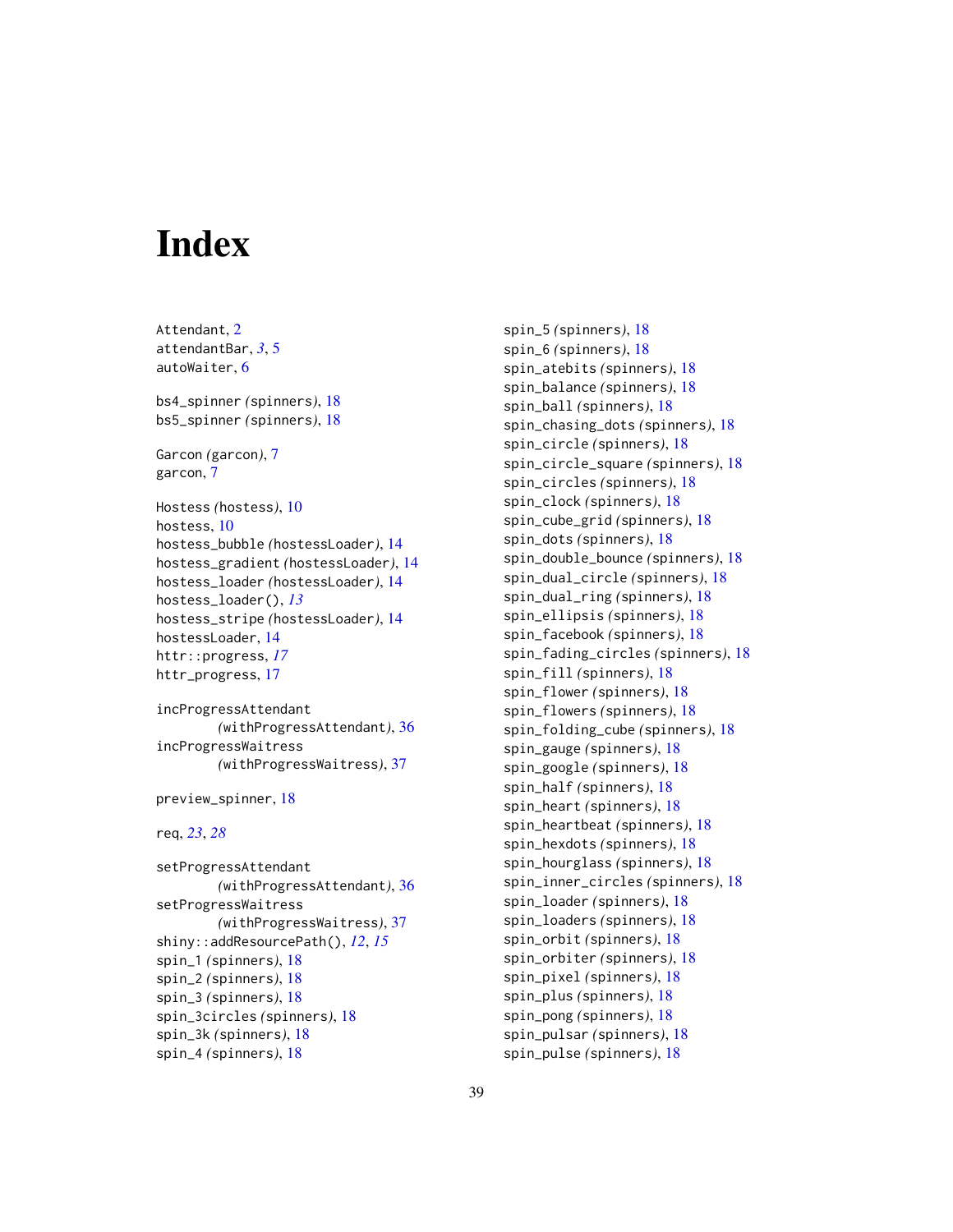# Index

Attendant, 2
attendantBar, *3*, 5
autoWaiter, 6

bs4_spinner *(spinners)*, 18
bs5_spinner *(spinners)*, 18

Garcon *(garcon)*, 7
garcon, 7

Hostess *(hostess)*, 10
hostess, 10
hostess_bubble *(hostessLoader)*, 14
hostess_gradient *(hostessLoader)*, 14
hostess_loader *(hostessLoader)*, 14
hostess_loader(), *13*
hostess_stripe *(hostessLoader)*, 14
hostessLoader, 14
httr::progress, *17*
httr_progress, 17

incProgressAttendant *(withProgressAttendant)*, 36
incProgressWaitress *(withProgressWaitress)*, 37

preview_spinner, 18

req, *23*, *28*

setProgressAttendant *(withProgressAttendant)*, 36
setProgressWaitress *(withProgressWaitress)*, 37
shiny::addResourcePath(), *12*, *15*
spin_1 *(spinners)*, 18
spin_2 *(spinners)*, 18
spin_3 *(spinners)*, 18
spin_3circles *(spinners)*, 18
spin_3k *(spinners)*, 18
spin_4 *(spinners)*, 18
spin_5 *(spinners)*, 18
spin_6 *(spinners)*, 18
spin_atebits *(spinners)*, 18
spin_balance *(spinners)*, 18
spin_ball *(spinners)*, 18
spin_chasing_dots *(spinners)*, 18
spin_circle *(spinners)*, 18
spin_circle_square *(spinners)*, 18
spin_circles *(spinners)*, 18
spin_clock *(spinners)*, 18
spin_cube_grid *(spinners)*, 18
spin_dots *(spinners)*, 18
spin_double_bounce *(spinners)*, 18
spin_dual_circle *(spinners)*, 18
spin_dual_ring *(spinners)*, 18
spin_ellipsis *(spinners)*, 18
spin_facebook *(spinners)*, 18
spin_fading_circles *(spinners)*, 18
spin_fill *(spinners)*, 18
spin_flower *(spinners)*, 18
spin_flowers *(spinners)*, 18
spin_folding_cube *(spinners)*, 18
spin_gauge *(spinners)*, 18
spin_google *(spinners)*, 18
spin_half *(spinners)*, 18
spin_heart *(spinners)*, 18
spin_heartbeat *(spinners)*, 18
spin_hexdots *(spinners)*, 18
spin_hourglass *(spinners)*, 18
spin_inner_circles *(spinners)*, 18
spin_loader *(spinners)*, 18
spin_loaders *(spinners)*, 18
spin_orbit *(spinners)*, 18
spin_orbiter *(spinners)*, 18
spin_pixel *(spinners)*, 18
spin_plus *(spinners)*, 18
spin_pong *(spinners)*, 18
spin_pulsar *(spinners)*, 18
spin_pulse *(spinners)*, 18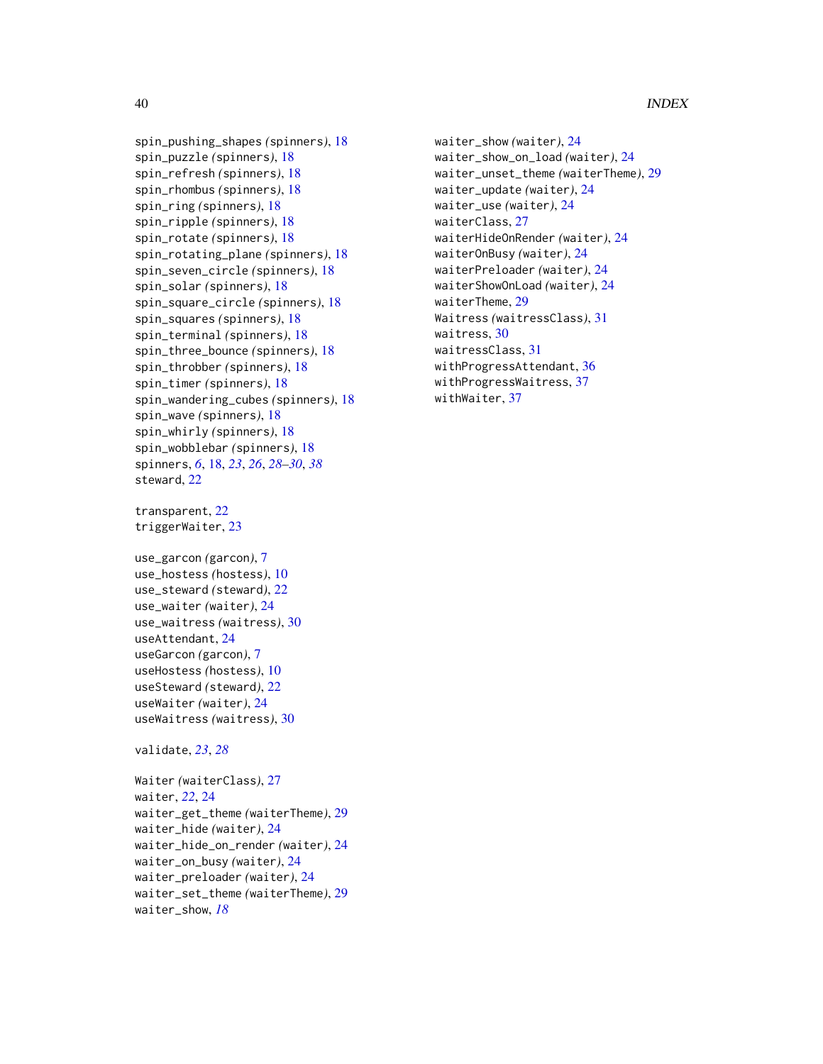spin_pushing_shapes *(spinners)*, 18
spin_puzzle *(spinners)*, 18
spin_refresh *(spinners)*, 18
spin_rhombus *(spinners)*, 18
spin_ring *(spinners)*, 18
spin_ripple *(spinners)*, 18
spin_rotate *(spinners)*, 18
spin_rotating_plane *(spinners)*, 18
spin_seven_circle *(spinners)*, 18
spin_solar *(spinners)*, 18
spin_square_circle *(spinners)*, 18
spin_squares *(spinners)*, 18
spin_terminal *(spinners)*, 18
spin_three_bounce *(spinners)*, 18
spin_throbber *(spinners)*, 18
spin_timer *(spinners)*, 18
spin_wandering_cubes *(spinners)*, 18
spin_wave *(spinners)*, 18
spin_whirly *(spinners)*, 18
spin_wobblebar *(spinners)*, 18
spinners, *6*, 18, *23*, *26*, *28–30*, *38*
steward, 22

transparent, 22
triggerWaiter, 23

use_garcon *(garcon)*, 7
use_hostess *(hostess)*, 10
use_steward *(steward)*, 22
use_waiter *(waiter)*, 24
use_waitress *(waitress)*, 30
useAttendant, 24
useGarcon *(garcon)*, 7
useHostess *(hostess)*, 10
useSteward *(steward)*, 22
useWaiter *(waiter)*, 24
useWaitress *(waitress)*, 30

validate, *23*, *28*

Waiter *(waiterClass)*, 27
waiter, *22*, 24
waiter_get_theme *(waiterTheme)*, 29
waiter_hide *(waiter)*, 24
waiter_hide_on_render *(waiter)*, 24
waiter_on_busy *(waiter)*, 24
waiter_preloader *(waiter)*, 24
waiter_set_theme *(waiterTheme)*, 29
waiter_show, *18*
waiter_show *(waiter)*, 24
waiter_show_on_load *(waiter)*, 24
waiter_unset_theme *(waiterTheme)*, 29
waiter_update *(waiter)*, 24
waiter_use *(waiter)*, 24
waiterClass, 27
waiterHideOnRender *(waiter)*, 24
waiterOnBusy *(waiter)*, 24
waiterPreloader *(waiter)*, 24
waiterShowOnLoad *(waiter)*, 24
waiterTheme, 29
Waitress *(waitressClass)*, 31
waitress, 30
waitressClass, 31
withProgressAttendant, 36
withProgressWaitress, 37
withWaiter, 37